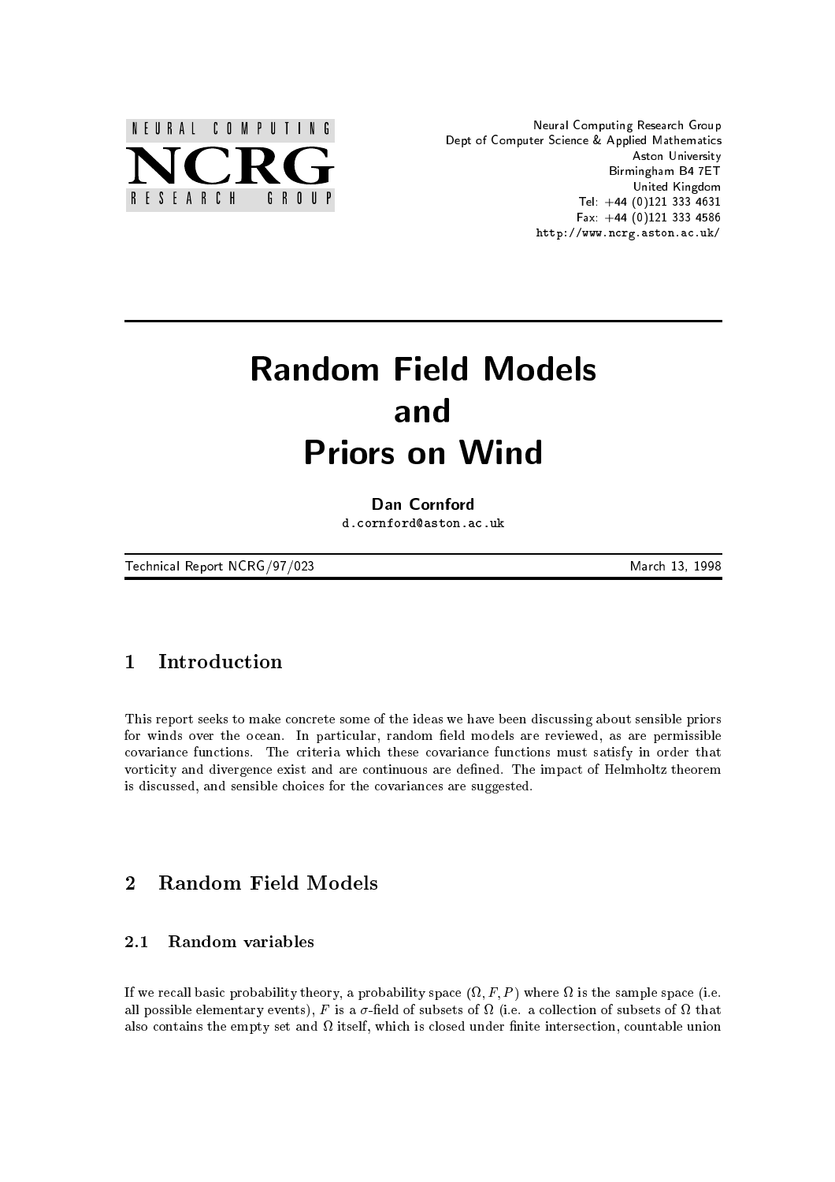NEURAL COMPUTING

NCRG

RESEARCH GROUP

Neural Computing Research Group
Dept of Computer Science & Applied Mathematics
Aston University
Birmingham B4 7ET
United Kingdom
Tel: +44 (0)121 333 4631
Fax: +44 (0)121 333 4586
http://www.ncrg.aston.ac.uk/

# Random Field Models and Priors on Wind

**Dan Cornford**
d.cornford@aston.ac.uk

Technical Report NCRG/97/023 — March 13, 1998

## 1 Introduction

This report seeks to make concrete some of the ideas we have been discussing about sensible priors for winds over the ocean. In particular, random field models are reviewed, as are permissible covariance functions. The criteria which these covariance functions must satisfy in order that vorticity and divergence exist and are continuous are defined. The impact of Helmholtz theorem is discussed, and sensible choices for the covariances are suggested.

## 2 Random Field Models

### 2.1 Random variables

If we recall basic probability theory, a probability space $(\Omega, F, P)$ where $\Omega$ is the sample space (i.e. all possible elementary events), $F$ is a $\sigma$-field of subsets of $\Omega$ (i.e. a collection of subsets of $\Omega$ that also contains the empty set and $\Omega$ itself, which is closed under finite intersection, countable union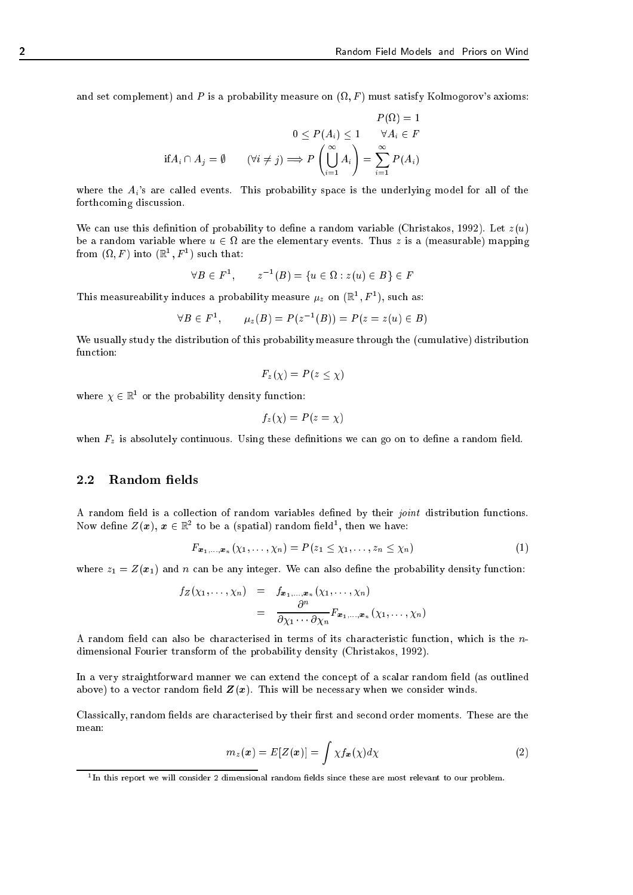and set complement) and $P$ is a probability measure on $(\Omega, F)$ must satisfy Kolmogorov's axioms:

$$P(\Omega) = 1$$

$$0 \leq P(A_i) \leq 1 \qquad \forall A_i \in F$$

$$\text{if} A_i \cap A_j = \emptyset \qquad (\forall i \neq j) \Longrightarrow P\left(\bigcup_{i=1}^{\infty} A_i\right) = \sum_{i=1}^{\infty} P(A_i)$$

where the $A_i$'s are called events. This probability space is the underlying model for all of the forthcoming discussion.

We can use this definition of probability to define a random variable (Christakos, 1992). Let $z(u)$ be a random variable where $u \in \Omega$ are the elementary events. Thus $z$ is a (measurable) mapping from $(\Omega, F)$ into $(\mathbb{R}^1, F^1)$ such that:

$$\forall B \in F^1, \qquad z^{-1}(B) = \{u \in \Omega : z(u) \in B\} \in F$$

This measureability induces a probability measure $\mu_z$ on $(\mathbb{R}^1, F^1)$, such as:

$$\forall B \in F^1, \qquad \mu_z(B) = P(z^{-1}(B)) = P(z = z(u) \in B)$$

We usually study the distribution of this probability measure through the (cumulative) distribution function:

$$F_z(\chi) = P(z \leq \chi)$$

where $\chi \in \mathbb{R}^1$ or the probability density function:

$$f_z(\chi) = P(z = \chi)$$

when $F_z$ is absolutely continuous. Using these definitions we can go on to define a random field.

## 2.2 Random fields

A random field is a collection of random variables defined by their *joint* distribution functions. Now define $Z(\boldsymbol{x})$, $\boldsymbol{x} \in \mathbb{R}^2$ to be a (spatial) random field[1], then we have:

$$F_{\boldsymbol{x}_1,\ldots,\boldsymbol{x}_n}(\chi_1, \ldots, \chi_n) = P(z_1 \leq \chi_1, \ldots, z_n \leq \chi_n) \tag{1}$$

where $z_1 = Z(\boldsymbol{x}_1)$ and $n$ can be any integer. We can also define the probability density function:

$$\begin{aligned} f_Z(\chi_1, \ldots, \chi_n) &= f_{\boldsymbol{x}_1,\ldots,\boldsymbol{x}_n}(\chi_1, \ldots, \chi_n) \\ &= \frac{\partial^n}{\partial \chi_1 \cdots \partial \chi_n} F_{\boldsymbol{x}_1,\ldots,\boldsymbol{x}_n}(\chi_1, \ldots, \chi_n) \end{aligned}$$

A random field can also be characterised in terms of its characteristic function, which is the $n$-dimensional Fourier transform of the probability density (Christakos, 1992).

In a very straightforward manner we can extend the concept of a scalar random field (as outlined above) to a vector random field $\boldsymbol{Z}(\boldsymbol{x})$. This will be necessary when we consider winds.

Classically, random fields are characterised by their first and second order moments. These are the mean:

$$m_z(\boldsymbol{x}) = E[Z(\boldsymbol{x})] = \int \chi f_{\boldsymbol{x}}(\chi) d\chi \tag{2}$$

[1] In this report we will consider 2 dimensional random fields since these are most relevant to our problem.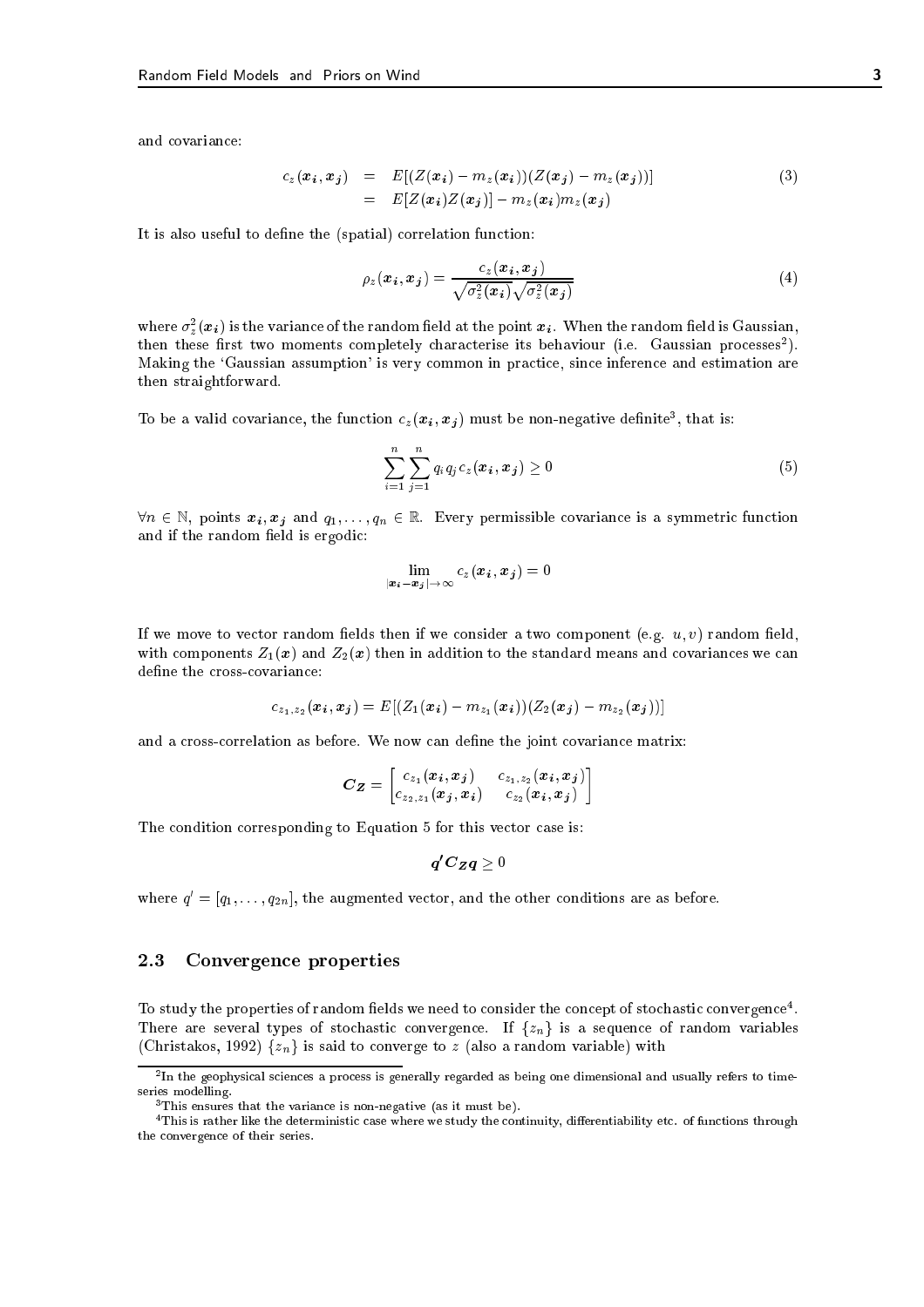and covariance:

$$
\begin{aligned}
c_z(\boldsymbol{x_i}, \boldsymbol{x_j}) &= E[(Z(\boldsymbol{x_i}) - m_z(\boldsymbol{x_i}))(Z(\boldsymbol{x_j}) - m_z(\boldsymbol{x_j}))] \\
&= E[Z(\boldsymbol{x_i})Z(\boldsymbol{x_j})] - m_z(\boldsymbol{x_i})m_z(\boldsymbol{x_j})
\end{aligned} \tag{3}
$$

It is also useful to define the (spatial) correlation function:

$$
\rho_z(\boldsymbol{x_i}, \boldsymbol{x_j}) = \frac{c_z(\boldsymbol{x_i}, \boldsymbol{x_j})}{\sqrt{\sigma_z^2(\boldsymbol{x_i})}\sqrt{\sigma_z^2(\boldsymbol{x_j})}} \tag{4}
$$

where $\sigma_z^2(\boldsymbol{x_i})$ is the variance of the random field at the point $\boldsymbol{x_i}$. When the random field is Gaussian, then these first two moments completely characterise its behaviour (i.e. Gaussian processes[2]). Making the 'Gaussian assumption' is very common in practice, since inference and estimation are then straightforward.

To be a valid covariance, the function $c_z(\boldsymbol{x_i}, \boldsymbol{x_j})$ must be non-negative definite[3], that is:

$$
\sum_{i=1}^{n} \sum_{j=1}^{n} q_i q_j c_z(\boldsymbol{x_i}, \boldsymbol{x_j}) \geq 0 \tag{5}
$$

$\forall n \in \mathbb{N}$, points $\boldsymbol{x_i}, \boldsymbol{x_j}$ and $q_1, \ldots, q_n \in \mathbb{R}$. Every permissible covariance is a symmetric function and if the random field is ergodic:

$$
\lim_{|\boldsymbol{x_i} - \boldsymbol{x_j}| \to \infty} c_z(\boldsymbol{x_i}, \boldsymbol{x_j}) = 0
$$

If we move to vector random fields then if we consider a two component (e.g. $u, v$) random field, with components $Z_1(\boldsymbol{x})$ and $Z_2(\boldsymbol{x})$ then in addition to the standard means and covariances we can define the cross-covariance:

$$
c_{z_1,z_2}(\boldsymbol{x_i}, \boldsymbol{x_j}) = E[(Z_1(\boldsymbol{x_i}) - m_{z_1}(\boldsymbol{x_i}))(Z_2(\boldsymbol{x_j}) - m_{z_2}(\boldsymbol{x_j}))]
$$

and a cross-correlation as before. We now can define the joint covariance matrix:

$$
\boldsymbol{C_Z} = \begin{bmatrix} c_{z_1}(\boldsymbol{x_i}, \boldsymbol{x_j}) & c_{z_1,z_2}(\boldsymbol{x_i}, \boldsymbol{x_j}) \\ c_{z_2,z_1}(\boldsymbol{x_j}, \boldsymbol{x_i}) & c_{z_2}(\boldsymbol{x_i}, \boldsymbol{x_j}) \end{bmatrix}
$$

The condition corresponding to Equation 5 for this vector case is:

$$
\boldsymbol{q}' \boldsymbol{C_Z} \boldsymbol{q} \geq 0
$$

where $q' = [q_1, \ldots, q_{2n}]$, the augmented vector, and the other conditions are as before.

### 2.3 Convergence properties

To study the properties of random fields we need to consider the concept of stochastic convergence[4]. There are several types of stochastic convergence. If $\{z_n\}$ is a sequence of random variables (Christakos, 1992) $\{z_n\}$ is said to converge to $z$ (also a random variable) with

---

[2] In the geophysical sciences a process is generally regarded as being one dimensional and usually refers to time-series modelling.

[3] This ensures that the variance is non-negative (as it must be).

[4] This is rather like the deterministic case where we study the continuity, differentiability etc. of functions through the convergence of their series.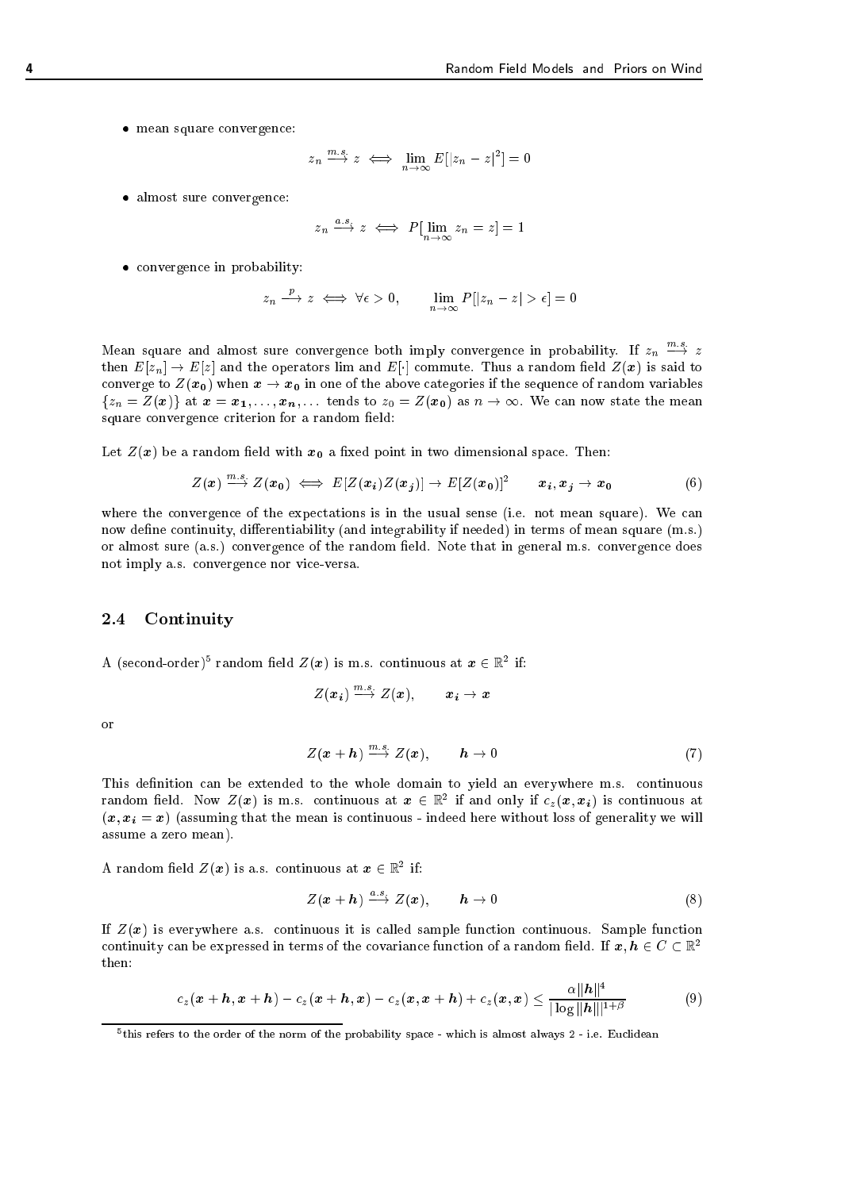- mean square convergence:

$$z_n \xrightarrow{m.s.} z \iff \lim_{n\to\infty} E[|z_n - z|^2] = 0$$

- almost sure convergence:

$$z_n \xrightarrow{a.s.} z \iff P[\lim_{n\to\infty} z_n = z] = 1$$

- convergence in probability:

$$z_n \xrightarrow{p} z \iff \forall\epsilon > 0, \qquad \lim_{n\to\infty} P[|z_n - z| > \epsilon] = 0$$

Mean square and almost sure convergence both imply convergence in probability. If $z_n \xrightarrow{m.s.} z$ then $E[z_n] \to E[z]$ and the operators lim and $E[\cdot]$ commute. Thus a random field $Z(\boldsymbol{x})$ is said to converge to $Z(\boldsymbol{x_0})$ when $\boldsymbol{x} \to \boldsymbol{x_0}$ in one of the above categories if the sequence of random variables $\{z_n = Z(\boldsymbol{x})\}$ at $\boldsymbol{x} = \boldsymbol{x_1}, \ldots, \boldsymbol{x_n}, \ldots$ tends to $z_0 = Z(\boldsymbol{x_0})$ as $n \to \infty$. We can now state the mean square convergence criterion for a random field:

Let $Z(\boldsymbol{x})$ be a random field with $\boldsymbol{x_0}$ a fixed point in two dimensional space. Then:

$$Z(\boldsymbol{x}) \xrightarrow{m.s.} Z(\boldsymbol{x_0}) \iff E[Z(\boldsymbol{x_i})Z(\boldsymbol{x_j})] \to E[Z(\boldsymbol{x_0})]^2 \qquad \boldsymbol{x_i}, \boldsymbol{x_j} \to \boldsymbol{x_0} \tag{6}$$

where the convergence of the expectations is in the usual sense (i.e. not mean square). We can now define continuity, differentiability (and integrability if needed) in terms of mean square (m.s.) or almost sure (a.s.) convergence of the random field. Note that in general m.s. convergence does not imply a.s. convergence nor vice-versa.

## 2.4 Continuity

A (second-order)[5] random field $Z(\boldsymbol{x})$ is m.s. continuous at $\boldsymbol{x} \in \mathbb{R}^2$ if:

$$Z(\boldsymbol{x_i}) \xrightarrow{m.s.} Z(\boldsymbol{x}), \qquad \boldsymbol{x_i} \to \boldsymbol{x}$$

or

$$Z(\boldsymbol{x} + \boldsymbol{h}) \xrightarrow{m.s.} Z(\boldsymbol{x}), \qquad \boldsymbol{h} \to 0 \tag{7}$$

This definition can be extended to the whole domain to yield an everywhere m.s. continuous random field. Now $Z(\boldsymbol{x})$ is m.s. continuous at $\boldsymbol{x} \in \mathbb{R}^2$ if and only if $c_z(\boldsymbol{x}, \boldsymbol{x_i})$ is continuous at $(\boldsymbol{x}, \boldsymbol{x_i} = \boldsymbol{x})$ (assuming that the mean is continuous - indeed here without loss of generality we will assume a zero mean).

A random field $Z(\boldsymbol{x})$ is a.s. continuous at $\boldsymbol{x} \in \mathbb{R}^2$ if:

$$Z(\boldsymbol{x} + \boldsymbol{h}) \xrightarrow{a.s.} Z(\boldsymbol{x}), \qquad \boldsymbol{h} \to 0 \tag{8}$$

If $Z(\boldsymbol{x})$ is everywhere a.s. continuous it is called sample function continuous. Sample function continuity can be expressed in terms of the covariance function of a random field. If $\boldsymbol{x}, \boldsymbol{h} \in C \subset \mathbb{R}^2$ then:

$$c_z(\boldsymbol{x} + \boldsymbol{h}, \boldsymbol{x} + \boldsymbol{h}) - c_z(\boldsymbol{x} + \boldsymbol{h}, \boldsymbol{x}) - c_z(\boldsymbol{x}, \boldsymbol{x} + \boldsymbol{h}) + c_z(\boldsymbol{x}, \boldsymbol{x}) \leq \frac{\alpha\|\boldsymbol{h}\|^4}{|\log\|\boldsymbol{h}\||^{1+\beta}} \tag{9}$$

[5] this refers to the order of the norm of the probability space - which is almost always 2 - i.e. Euclidean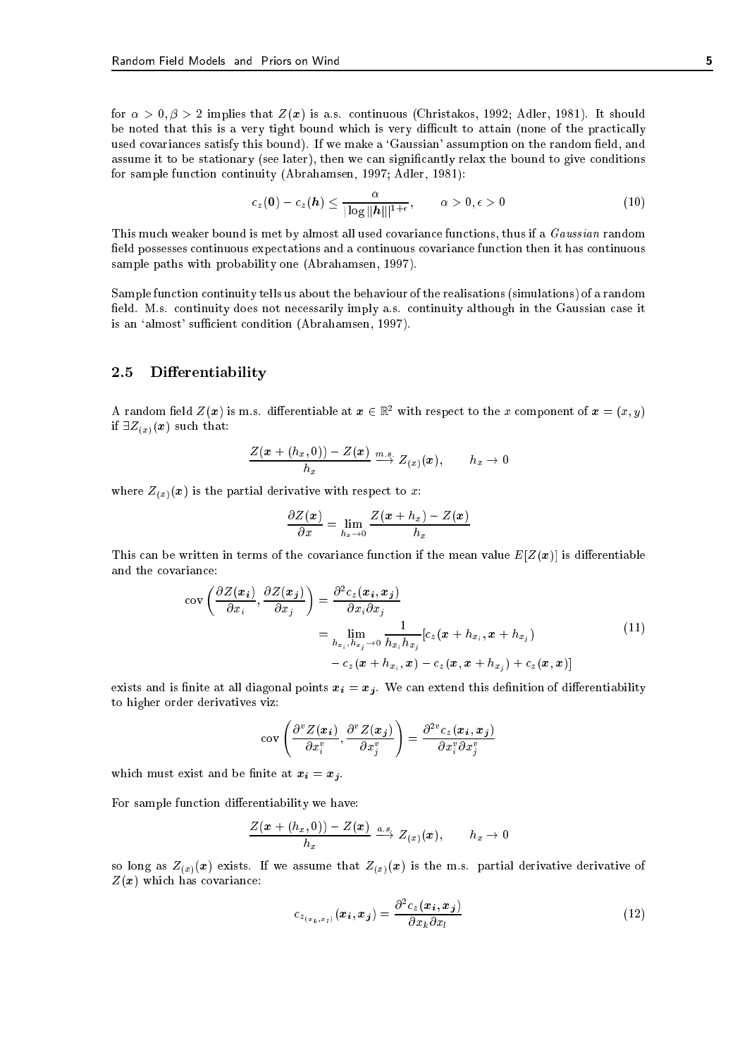for $\alpha > 0, \beta > 2$ implies that $Z(\boldsymbol{x})$ is a.s. continuous (Christakos, 1992; Adler, 1981). It should be noted that this is a very tight bound which is very difficult to attain (none of the practically used covariances satisfy this bound). If we make a 'Gaussian' assumption on the random field, and assume it to be stationary (see later), then we can significantly relax the bound to give conditions for sample function continuity (Abrahamsen, 1997; Adler, 1981):

$$c_z(\boldsymbol{0}) - c_z(\boldsymbol{h}) \leq \frac{\alpha}{|\log \|\boldsymbol{h}\||^{1+\epsilon}}, \qquad \alpha > 0, \epsilon > 0 \tag{10}$$

This much weaker bound is met by almost all used covariance functions, thus if a *Gaussian* random field possesses continuous expectations and a continuous covariance function then it has continuous sample paths with probability one (Abrahamsen, 1997).

Sample function continuity tells us about the behaviour of the realisations (simulations) of a random field. M.s. continuity does not necessarily imply a.s. continuity although in the Gaussian case it is an 'almost' sufficient condition (Abrahamsen, 1997).

## 2.5 Differentiability

A random field $Z(\boldsymbol{x})$ is m.s. differentiable at $\boldsymbol{x} \in \mathbb{R}^2$ with respect to the $x$ component of $\boldsymbol{x} = (x, y)$ if $\exists Z_{(x)}(\boldsymbol{x})$ such that:

$$\frac{Z(\boldsymbol{x} + (h_x, 0)) - Z(\boldsymbol{x})}{h_x} \xrightarrow{m.s.} Z_{(x)}(\boldsymbol{x}), \qquad h_x \to 0$$

where $Z_{(x)}(\boldsymbol{x})$ is the partial derivative with respect to $x$:

$$\frac{\partial Z(\boldsymbol{x})}{\partial x} = \lim_{h_x \to 0} \frac{Z(\boldsymbol{x} + h_x) - Z(\boldsymbol{x})}{h_x}$$

This can be written in terms of the covariance function if the mean value $E[Z(\boldsymbol{x})]$ is differentiable and the covariance:

$$\begin{aligned}
\text{cov}\left(\frac{\partial Z(\boldsymbol{x_i})}{\partial x_i}, \frac{\partial Z(\boldsymbol{x_j})}{\partial x_j}\right) &= \frac{\partial^2 c_z(\boldsymbol{x_i}, \boldsymbol{x_j})}{\partial x_i \partial x_j} \\
&= \lim_{h_{x_i}, h_{x_j} \to 0} \frac{1}{h_{x_i} h_{x_j}} [c_z(\boldsymbol{x} + h_{x_i}, \boldsymbol{x} + h_{x_j}) \\
&\quad - c_z(\boldsymbol{x} + h_{x_i}, \boldsymbol{x}) - c_z(\boldsymbol{x}, \boldsymbol{x} + h_{x_j}) + c_z(\boldsymbol{x}, \boldsymbol{x})]
\end{aligned} \tag{11}$$

exists and is finite at all diagonal points $\boldsymbol{x_i} = \boldsymbol{x_j}$. We can extend this definition of differentiability to higher order derivatives viz:

$$\text{cov}\left(\frac{\partial^v Z(\boldsymbol{x_i})}{\partial x_i^v}, \frac{\partial^v Z(\boldsymbol{x_j})}{\partial x_j^v}\right) = \frac{\partial^{2v} c_z(\boldsymbol{x_i}, \boldsymbol{x_j})}{\partial x_i^v \partial x_j^v}$$

which must exist and be finite at $\boldsymbol{x_i} = \boldsymbol{x_j}$.

For sample function differentiability we have:

$$\frac{Z(\boldsymbol{x} + (h_x, 0)) - Z(\boldsymbol{x})}{h_x} \xrightarrow{a.s.} Z_{(x)}(\boldsymbol{x}), \qquad h_x \to 0$$

so long as $Z_{(x)}(\boldsymbol{x})$ exists. If we assume that $Z_{(x)}(\boldsymbol{x})$ is the m.s. partial derivative derivative of $Z(\boldsymbol{x})$ which has covariance:

$$c_{z_{(x_k, x_l)}}(\boldsymbol{x_i}, \boldsymbol{x_j}) = \frac{\partial^2 c_z(\boldsymbol{x_i}, \boldsymbol{x_j})}{\partial x_k \partial x_l} \tag{12}$$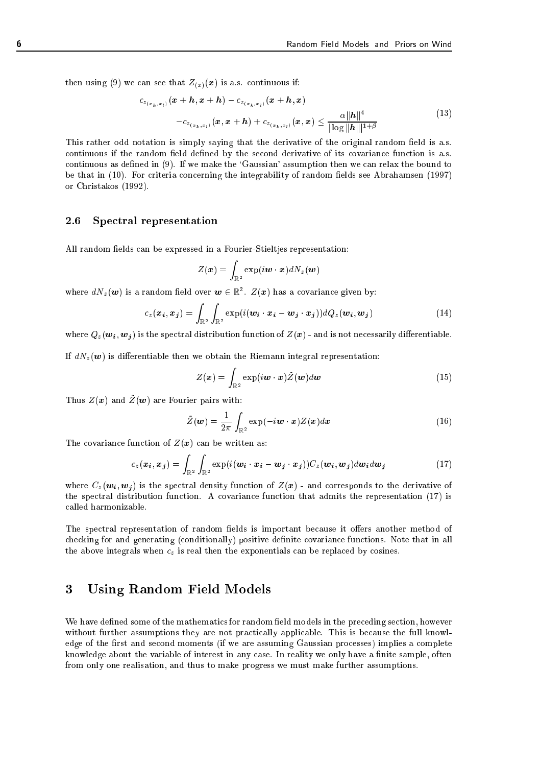then using (9) we can see that $Z_{(x)}(\boldsymbol{x})$ is a.s. continuous if:

$$
\begin{aligned}
c_{z_{(x_k,x_l)}}(\boldsymbol{x}+\boldsymbol{h},\boldsymbol{x}+\boldsymbol{h}) - c_{z_{(x_k,x_l)}}(\boldsymbol{x}+\boldsymbol{h},\boldsymbol{x}) \\
-c_{z_{(x_k,x_l)}}(\boldsymbol{x},\boldsymbol{x}+\boldsymbol{h}) + c_{z_{(x_k,x_l)}}(\boldsymbol{x},\boldsymbol{x}) \leq \frac{\alpha\|\boldsymbol{h}\|^4}{|\log\|\boldsymbol{h}\||^{1+\beta}}
\end{aligned}
\tag{13}
$$

This rather odd notation is simply saying that the derivative of the original random field is a.s. continuous if the random field defined by the second derivative of its covariance function is a.s. continuous as defined in (9). If we make the 'Gaussian' assumption then we can relax the bound to be that in (10). For criteria concerning the integrability of random fields see Abrahamsen (1997) or Christakos (1992).

### 2.6 Spectral representation

All random fields can be expressed in a Fourier-Stieltjes representation:

$$
Z(\boldsymbol{x}) = \int_{\mathbb{R}^2} \exp(i\boldsymbol{w}\cdot\boldsymbol{x})dN_z(\boldsymbol{w})
$$

where $dN_z(\boldsymbol{w})$ is a random field over $\boldsymbol{w} \in \mathbb{R}^2$. $Z(\boldsymbol{x})$ has a covariance given by:

$$
c_z(\boldsymbol{x_i},\boldsymbol{x_j}) = \int_{\mathbb{R}^2}\int_{\mathbb{R}^2} \exp(i(\boldsymbol{w_i}\cdot\boldsymbol{x_i} - \boldsymbol{w_j}\cdot\boldsymbol{x_j}))dQ_z(\boldsymbol{w_i},\boldsymbol{w_j}) \tag{14}
$$

where $Q_z(\boldsymbol{w_i},\boldsymbol{w_j})$ is the spectral distribution function of $Z(\boldsymbol{x})$ - and is not necessarily differentiable.

If $dN_z(\boldsymbol{w})$ is differentiable then we obtain the Riemann integral representation:

$$
Z(\boldsymbol{x}) = \int_{\mathbb{R}^2} \exp(i\boldsymbol{w}\cdot\boldsymbol{x})\tilde{Z}(\boldsymbol{w})d\boldsymbol{w} \tag{15}
$$

Thus $Z(\boldsymbol{x})$ and $\tilde{Z}(\boldsymbol{w})$ are Fourier pairs with:

$$
\tilde{Z}(\boldsymbol{w}) = \frac{1}{2\pi}\int_{\mathbb{R}^2} \exp(-i\boldsymbol{w}\cdot\boldsymbol{x})Z(\boldsymbol{x})d\boldsymbol{x} \tag{16}
$$

The covariance function of $Z(\boldsymbol{x})$ can be written as:

$$
c_z(\boldsymbol{x_i},\boldsymbol{x_j}) = \int_{\mathbb{R}^2}\int_{\mathbb{R}^2} \exp(i(\boldsymbol{w_i}\cdot\boldsymbol{x_i} - \boldsymbol{w_j}\cdot\boldsymbol{x_j}))C_z(\boldsymbol{w_i},\boldsymbol{w_j})d\boldsymbol{w_i}d\boldsymbol{w_j} \tag{17}
$$

where $C_z(\boldsymbol{w_i},\boldsymbol{w_j})$ is the spectral density function of $Z(\boldsymbol{x})$ - and corresponds to the derivative of the spectral distribution function. A covariance function that admits the representation (17) is called harmonizable.

The spectral representation of random fields is important because it offers another method of checking for and generating (conditionally) positive definite covariance functions. Note that in all the above integrals when $c_z$ is real then the exponentials can be replaced by cosines.

## 3 Using Random Field Models

We have defined some of the mathematics for random field models in the preceding section, however without further assumptions they are not practically applicable. This is because the full knowledge of the first and second moments (if we are assuming Gaussian processes) implies a complete knowledge about the variable of interest in any case. In reality we only have a finite sample, often from only one realisation, and thus to make progress we must make further assumptions.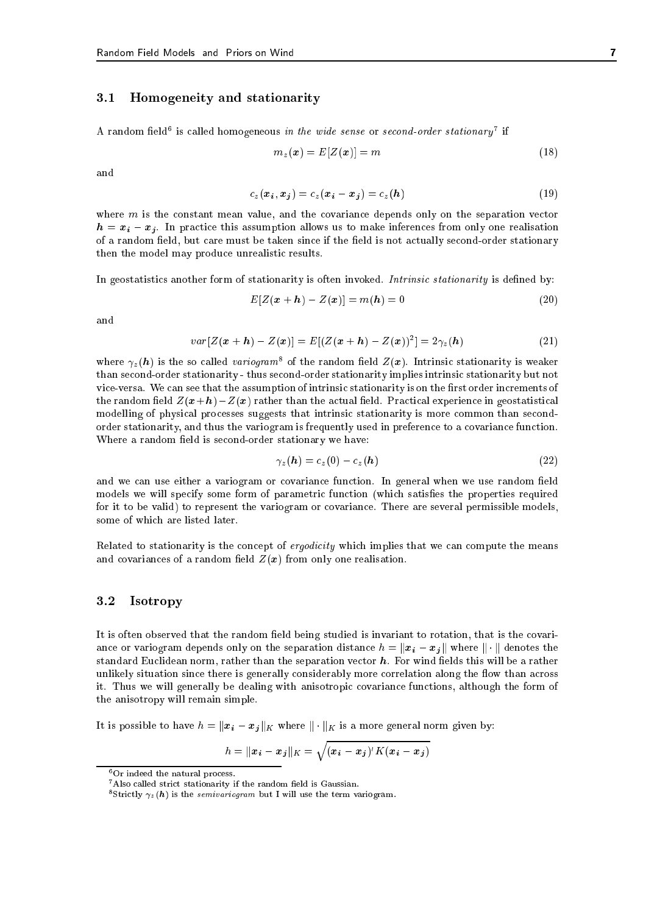### 3.1 Homogeneity and stationarity

A random field[6] is called homogeneous *in the wide sense* or *second-order stationary*[7] if

$$m_z(\boldsymbol{x}) = E[Z(\boldsymbol{x})] = m \tag{18}$$

and

$$c_z(\boldsymbol{x_i}, \boldsymbol{x_j}) = c_z(\boldsymbol{x_i} - \boldsymbol{x_j}) = c_z(\boldsymbol{h}) \tag{19}$$

where $m$ is the constant mean value, and the covariance depends only on the separation vector $\boldsymbol{h} = \boldsymbol{x_i} - \boldsymbol{x_j}$. In practice this assumption allows us to make inferences from only one realisation of a random field, but care must be taken since if the field is not actually second-order stationary then the model may produce unrealistic results.

In geostatistics another form of stationarity is often invoked. *Intrinsic stationarity* is defined by:

$$E[Z(\boldsymbol{x} + \boldsymbol{h}) - Z(\boldsymbol{x})] = m(\boldsymbol{h}) = 0 \tag{20}$$

and

$$var[Z(\boldsymbol{x} + \boldsymbol{h}) - Z(\boldsymbol{x})] = E[(Z(\boldsymbol{x} + \boldsymbol{h}) - Z(\boldsymbol{x}))^2] = 2\gamma_z(\boldsymbol{h}) \tag{21}$$

where $\gamma_z(\boldsymbol{h})$ is the so called *variogram*[8] of the random field $Z(\boldsymbol{x})$. Intrinsic stationarity is weaker than second-order stationarity - thus second-order stationarity implies intrinsic stationarity but not vice-versa. We can see that the assumption of intrinsic stationarity is on the first order increments of the random field $Z(\boldsymbol{x}+\boldsymbol{h}) - Z(\boldsymbol{x})$ rather than the actual field. Practical experience in geostatistical modelling of physical processes suggests that intrinsic stationarity is more common than second-order stationarity, and thus the variogram is frequently used in preference to a covariance function. Where a random field is second-order stationary we have:

$$\gamma_z(\boldsymbol{h}) = c_z(0) - c_z(\boldsymbol{h}) \tag{22}$$

and we can use either a variogram or covariance function. In general when we use random field models we will specify some form of parametric function (which satisfies the properties required for it to be valid) to represent the variogram or covariance. There are several permissible models, some of which are listed later.

Related to stationarity is the concept of *ergodicity* which implies that we can compute the means and covariances of a random field $Z(\boldsymbol{x})$ from only one realisation.

### 3.2 Isotropy

It is often observed that the random field being studied is invariant to rotation, that is the covariance or variogram depends only on the separation distance $h = \|\boldsymbol{x_i} - \boldsymbol{x_j}\|$ where $\| \cdot \|$ denotes the standard Euclidean norm, rather than the separation vector $\boldsymbol{h}$. For wind fields this will be a rather unlikely situation since there is generally considerably more correlation along the flow than across it. Thus we will generally be dealing with anisotropic covariance functions, although the form of the anisotropy will remain simple.

It is possible to have $h = \|\boldsymbol{x_i} - \boldsymbol{x_j}\|_K$ where $\| \cdot \|_K$ is a more general norm given by:

$$h = \|\boldsymbol{x_i} - \boldsymbol{x_j}\|_K = \sqrt{(\boldsymbol{x_i} - \boldsymbol{x_j})' K (\boldsymbol{x_i} - \boldsymbol{x_j})}$$

[6] Or indeed the natural process.

[7] Also called strict stationarity if the random field is Gaussian.

[8] Strictly $\gamma_z(\boldsymbol{h})$ is the *semivariogram* but I will use the term variogram.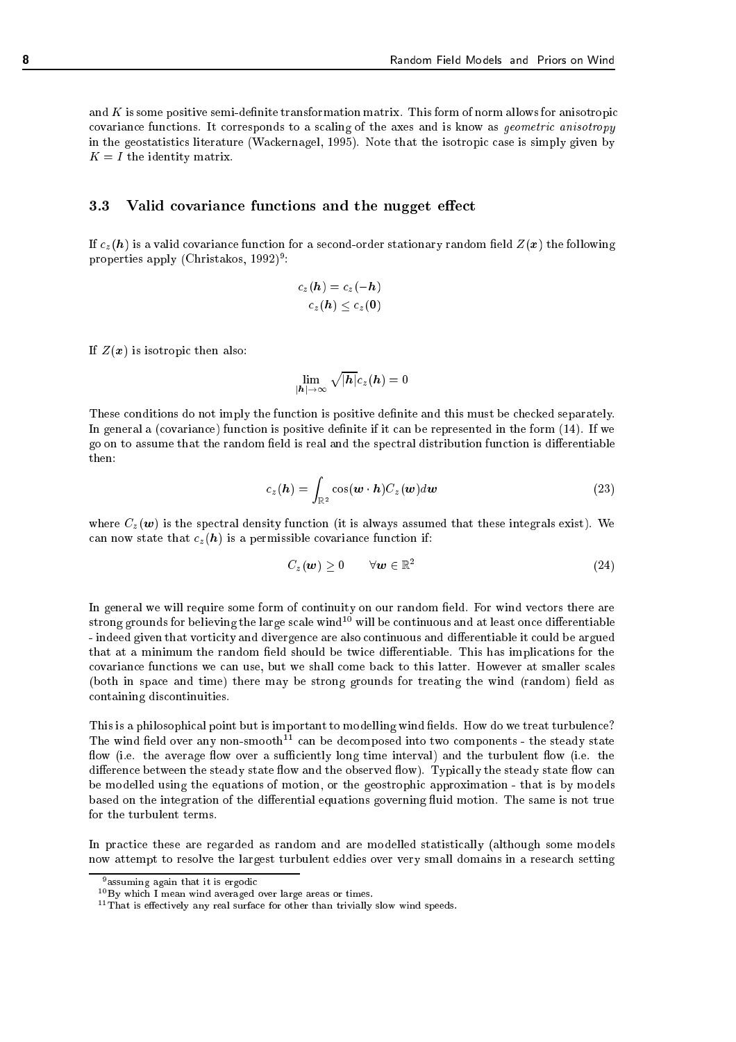and $K$ is some positive semi-definite transformation matrix. This form of norm allows for anisotropic covariance functions. It corresponds to a scaling of the axes and is know as *geometric anisotropy* in the geostatistics literature (Wackernagel, 1995). Note that the isotropic case is simply given by $K = I$ the identity matrix.

### 3.3 Valid covariance functions and the nugget effect

If $c_z(\boldsymbol{h})$ is a valid covariance function for a second-order stationary random field $Z(\boldsymbol{x})$ the following properties apply (Christakos, 1992)[9]:

$$c_z(\boldsymbol{h}) = c_z(-\boldsymbol{h})$$
$$c_z(\boldsymbol{h}) \leq c_z(\boldsymbol{0})$$

If $Z(\boldsymbol{x})$ is isotropic then also:

$$\lim_{|\boldsymbol{h}|\to\infty} \sqrt{|\boldsymbol{h}|}\, c_z(\boldsymbol{h}) = 0$$

These conditions do not imply the function is positive definite and this must be checked separately. In general a (covariance) function is positive definite if it can be represented in the form (14). If we go on to assume that the random field is real and the spectral distribution function is differentiable then:

$$c_z(\boldsymbol{h}) = \int_{\mathbb{R}^2} \cos(\boldsymbol{w} \cdot \boldsymbol{h}) C_z(\boldsymbol{w}) d\boldsymbol{w} \tag{23}$$

where $C_z(\boldsymbol{w})$ is the spectral density function (it is always assumed that these integrals exist). We can now state that $c_z(\boldsymbol{h})$ is a permissible covariance function if:

$$C_z(\boldsymbol{w}) \geq 0 \qquad \forall \boldsymbol{w} \in \mathbb{R}^2 \tag{24}$$

In general we will require some form of continuity on our random field. For wind vectors there are strong grounds for believing the large scale wind[10] will be continuous and at least once differentiable - indeed given that vorticity and divergence are also continuous and differentiable it could be argued that at a minimum the random field should be twice differentiable. This has implications for the covariance functions we can use, but we shall come back to this latter. However at smaller scales (both in space and time) there may be strong grounds for treating the wind (random) field as containing discontinuities.

This is a philosophical point but is important to modelling wind fields. How do we treat turbulence? The wind field over any non-smooth[11] can be decomposed into two components - the steady state flow (i.e. the average flow over a sufficiently long time interval) and the turbulent flow (i.e. the difference between the steady state flow and the observed flow). Typically the steady state flow can be modelled using the equations of motion, or the geostrophic approximation - that is by models based on the integration of the differential equations governing fluid motion. The same is not true for the turbulent terms.

In practice these are regarded as random and are modelled statistically (although some models now attempt to resolve the largest turbulent eddies over very small domains in a research setting

[9] assuming again that it is ergodic

[10] By which I mean wind averaged over large areas or times.

[11] That is effectively any real surface for other than trivially slow wind speeds.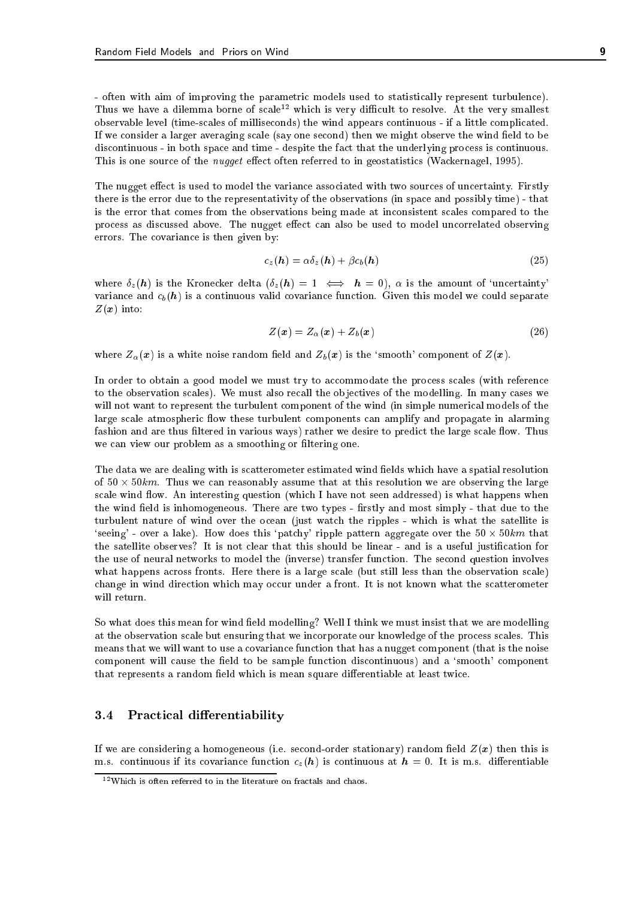- often with aim of improving the parametric models used to statistically represent turbulence). Thus we have a dilemma borne of scale[12] which is very difficult to resolve. At the very smallest observable level (time-scales of milliseconds) the wind appears continuous - if a little complicated. If we consider a larger averaging scale (say one second) then we might observe the wind field to be discontinuous - in both space and time - despite the fact that the underlying process is continuous. This is one source of the *nugget* effect often referred to in geostatistics (Wackernagel, 1995).

The nugget effect is used to model the variance associated with two sources of uncertainty. Firstly there is the error due to the representativity of the observations (in space and possibly time) - that is the error that comes from the observations being made at inconsistent scales compared to the process as discussed above. The nugget effect can also be used to model uncorrelated observing errors. The covariance is then given by:

$$c_z(\boldsymbol{h}) = \alpha \delta_z(\boldsymbol{h}) + \beta c_b(\boldsymbol{h}) \tag{25}$$

where $\delta_z(\boldsymbol{h})$ is the Kronecker delta ($\delta_z(\boldsymbol{h}) = 1 \iff \boldsymbol{h} = 0$), $\alpha$ is the amount of 'uncertainty' variance and $c_b(\boldsymbol{h})$ is a continuous valid covariance function. Given this model we could separate $Z(\boldsymbol{x})$ into:

$$Z(\boldsymbol{x}) = Z_\alpha(\boldsymbol{x}) + Z_b(\boldsymbol{x}) \tag{26}$$

where $Z_\alpha(\boldsymbol{x})$ is a white noise random field and $Z_b(\boldsymbol{x})$ is the 'smooth' component of $Z(\boldsymbol{x})$.

In order to obtain a good model we must try to accommodate the process scales (with reference to the observation scales). We must also recall the objectives of the modelling. In many cases we will not want to represent the turbulent component of the wind (in simple numerical models of the large scale atmospheric flow these turbulent components can amplify and propagate in alarming fashion and are thus filtered in various ways) rather we desire to predict the large scale flow. Thus we can view our problem as a smoothing or filtering one.

The data we are dealing with is scatterometer estimated wind fields which have a spatial resolution of $50 \times 50km$. Thus we can reasonably assume that at this resolution we are observing the large scale wind flow. An interesting question (which I have not seen addressed) is what happens when the wind field is inhomogeneous. There are two types - firstly and most simply - that due to the turbulent nature of wind over the ocean (just watch the ripples - which is what the satellite is 'seeing' - over a lake). How does this 'patchy' ripple pattern aggregate over the $50 \times 50km$ that the satellite observes? It is not clear that this should be linear - and is a useful justification for the use of neural networks to model the (inverse) transfer function. The second question involves what happens across fronts. Here there is a large scale (but still less than the observation scale) change in wind direction which may occur under a front. It is not known what the scatterometer will return.

So what does this mean for wind field modelling? Well I think we must insist that we are modelling at the observation scale but ensuring that we incorporate our knowledge of the process scales. This means that we will want to use a covariance function that has a nugget component (that is the noise component will cause the field to be sample function discontinuous) and a 'smooth' component that represents a random field which is mean square differentiable at least twice.

### 3.4 Practical differentiability

If we are considering a homogeneous (i.e. second-order stationary) random field $Z(\boldsymbol{x})$ then this is m.s. continuous if its covariance function $c_z(\boldsymbol{h})$ is continuous at $\boldsymbol{h} = 0$. It is m.s. differentiable

[12] Which is often referred to in the literature on fractals and chaos.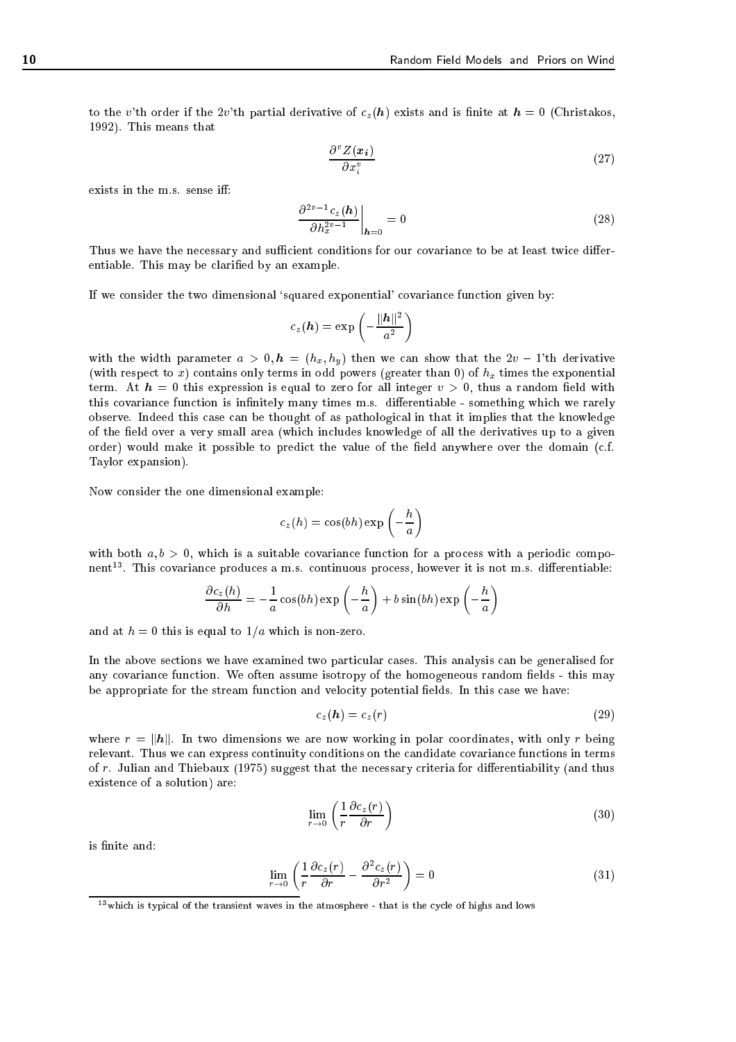to the $v$'th order if the $2v$'th partial derivative of $c_z(\boldsymbol{h})$ exists and is finite at $\boldsymbol{h} = 0$ (Christakos, 1992). This means that

$$\frac{\partial^v Z(\boldsymbol{x_i})}{\partial x_i^v} \tag{27}$$

exists in the m.s. sense iff:

$$\left.\frac{\partial^{2v-1} c_z(\boldsymbol{h})}{\partial h_x^{2v-1}}\right|_{\boldsymbol{h}=0} = 0 \tag{28}$$

Thus we have the necessary and sufficient conditions for our covariance to be at least twice differentiable. This may be clarified by an example.

If we consider the two dimensional 'squared exponential' covariance function given by:

$$c_z(\boldsymbol{h}) = \exp\left(-\frac{||\boldsymbol{h}||^2}{a^2}\right)$$

with the width parameter $a > 0, \boldsymbol{h} = (h_x, h_y)$ then we can show that the $2v - 1$'th derivative (with respect to $x$) contains only terms in odd powers (greater than 0) of $h_x$ times the exponential term. At $\boldsymbol{h} = 0$ this expression is equal to zero for all integer $v > 0$, thus a random field with this covariance function is infinitely many times m.s. differentiable - something which we rarely observe. Indeed this case can be thought of as pathological in that it implies that the knowledge of the field over a very small area (which includes knowledge of all the derivatives up to a given order) would make it possible to predict the value of the field anywhere over the domain (c.f. Taylor expansion).

Now consider the one dimensional example:

$$c_z(h) = \cos(bh)\exp\left(-\frac{h}{a}\right)$$

with both $a, b > 0$, which is a suitable covariance function for a process with a periodic component[13]. This covariance produces a m.s. continuous process, however it is not m.s. differentiable:

$$\frac{\partial c_z(h)}{\partial h} = -\frac{1}{a}\cos(bh)\exp\left(-\frac{h}{a}\right) + b\sin(bh)\exp\left(-\frac{h}{a}\right)$$

and at $h = 0$ this is equal to $1/a$ which is non-zero.

In the above sections we have examined two particular cases. This analysis can be generalised for any covariance function. We often assume isotropy of the homogeneous random fields - this may be appropriate for the stream function and velocity potential fields. In this case we have:

$$c_z(\boldsymbol{h}) = c_z(r) \tag{29}$$

where $r = ||\boldsymbol{h}||$. In two dimensions we are now working in polar coordinates, with only $r$ being relevant. Thus we can express continuity conditions on the candidate covariance functions in terms of $r$. Julian and Thiebaux (1975) suggest that the necessary criteria for differentiability (and thus existence of a solution) are:

$$\lim_{r\to 0}\left(\frac{1}{r}\frac{\partial c_z(r)}{\partial r}\right) \tag{30}$$

is finite and:

$$\lim_{r\to 0}\left(\frac{1}{r}\frac{\partial c_z(r)}{\partial r} - \frac{\partial^2 c_z(r)}{\partial r^2}\right) = 0 \tag{31}$$

[13] which is typical of the transient waves in the atmosphere - that is the cycle of highs and lows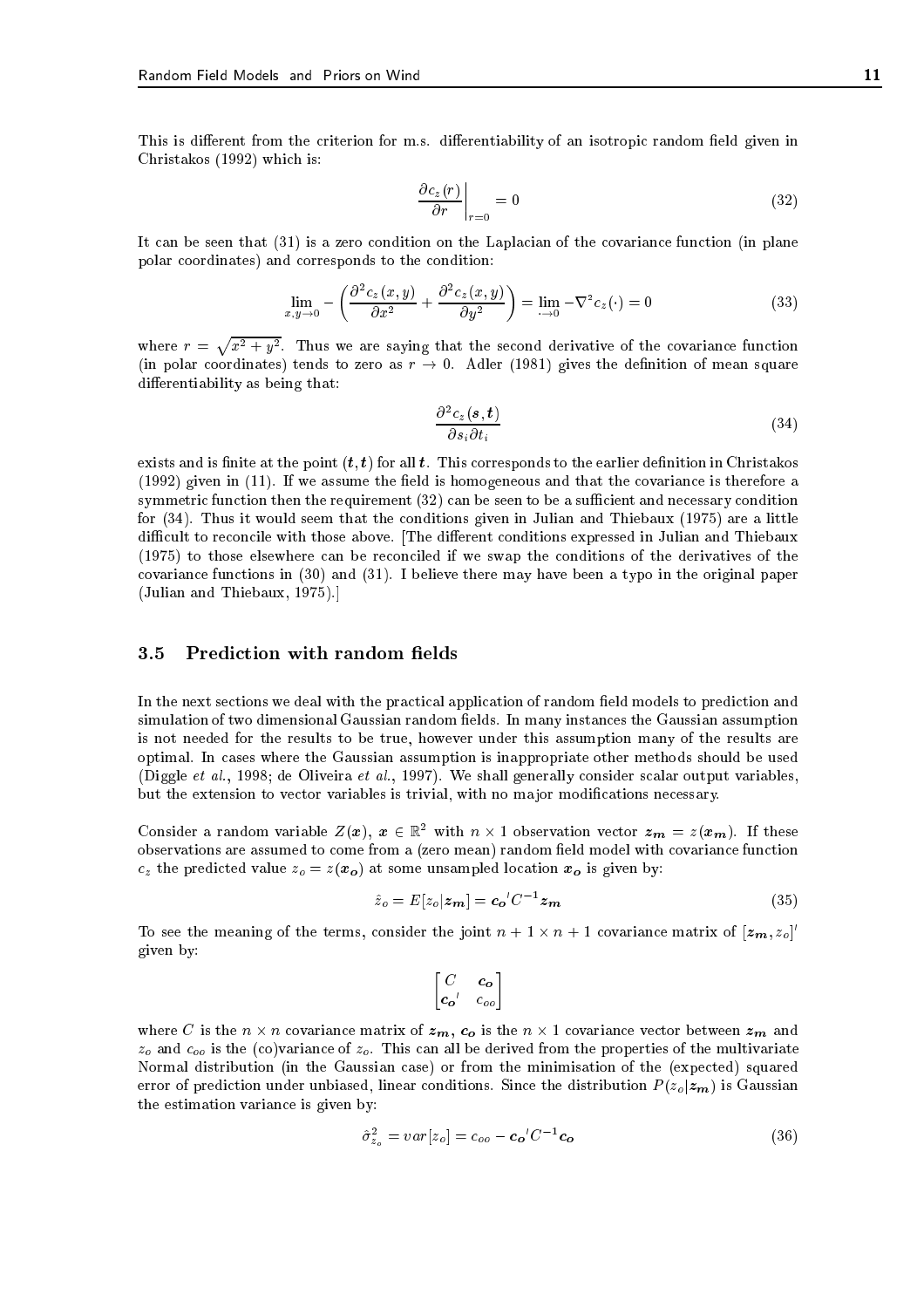This is different from the criterion for m.s. differentiability of an isotropic random field given in Christakos (1992) which is:

$$\left.\frac{\partial c_z(r)}{\partial r}\right|_{r=0} = 0 \tag{32}$$

It can be seen that (31) is a zero condition on the Laplacian of the covariance function (in plane polar coordinates) and corresponds to the condition:

$$\lim_{x,y\to 0} -\left(\frac{\partial^2 c_z(x,y)}{\partial x^2} + \frac{\partial^2 c_z(x,y)}{\partial y^2}\right) = \lim_{\cdot\to 0} -\nabla^2 c_z(\cdot) = 0 \tag{33}$$

where $r = \sqrt{x^2 + y^2}$. Thus we are saying that the second derivative of the covariance function (in polar coordinates) tends to zero as $r \to 0$. Adler (1981) gives the definition of mean square differentiability as being that:

$$\frac{\partial^2 c_z(\boldsymbol{s},\boldsymbol{t})}{\partial s_i \partial t_i} \tag{34}$$

exists and is finite at the point $(\boldsymbol{t},\boldsymbol{t})$ for all $\boldsymbol{t}$. This corresponds to the earlier definition in Christakos (1992) given in (11). If we assume the field is homogeneous and that the covariance is therefore a symmetric function then the requirement (32) can be seen to be a sufficient and necessary condition for (34). Thus it would seem that the conditions given in Julian and Thiebaux (1975) are a little difficult to reconcile with those above. [The different conditions expressed in Julian and Thiebaux (1975) to those elsewhere can be reconciled if we swap the conditions of the derivatives of the covariance functions in (30) and (31). I believe there may have been a typo in the original paper (Julian and Thiebaux, 1975).]

## 3.5 Prediction with random fields

In the next sections we deal with the practical application of random field models to prediction and simulation of two dimensional Gaussian random fields. In many instances the Gaussian assumption is not needed for the results to be true, however under this assumption many of the results are optimal. In cases where the Gaussian assumption is inappropriate other methods should be used (Diggle *et al.*, 1998; de Oliveira *et al.*, 1997). We shall generally consider scalar output variables, but the extension to vector variables is trivial, with no major modifications necessary.

Consider a random variable $Z(\boldsymbol{x})$, $\boldsymbol{x} \in \mathbb{R}^2$ with $n \times 1$ observation vector $\boldsymbol{z_m} = z(\boldsymbol{x_m})$. If these observations are assumed to come from a (zero mean) random field model with covariance function $c_z$ the predicted value $z_o = z(\boldsymbol{x_o})$ at some unsampled location $\boldsymbol{x_o}$ is given by:

$$\hat{z}_o = E[z_o|\boldsymbol{z_m}] = \boldsymbol{c_o}' C^{-1} \boldsymbol{z_m} \tag{35}$$

To see the meaning of the terms, consider the joint $n+1 \times n+1$ covariance matrix of $[\boldsymbol{z_m}, z_o]'$ given by:

$$\begin{bmatrix} C & \boldsymbol{c_o} \\ \boldsymbol{c_o}' & c_{oo} \end{bmatrix}$$

where $C$ is the $n \times n$ covariance matrix of $\boldsymbol{z_m}$, $\boldsymbol{c_o}$ is the $n \times 1$ covariance vector between $\boldsymbol{z_m}$ and $z_o$ and $c_{oo}$ is the (co)variance of $z_o$. This can all be derived from the properties of the multivariate Normal distribution (in the Gaussian case) or from the minimisation of the (expected) squared error of prediction under unbiased, linear conditions. Since the distribution $P(z_o|\boldsymbol{z_m})$ is Gaussian the estimation variance is given by:

$$\hat{\sigma}^2_{z_o} = var[z_o] = c_{oo} - \boldsymbol{c_o}' C^{-1} \boldsymbol{c_o} \tag{36}$$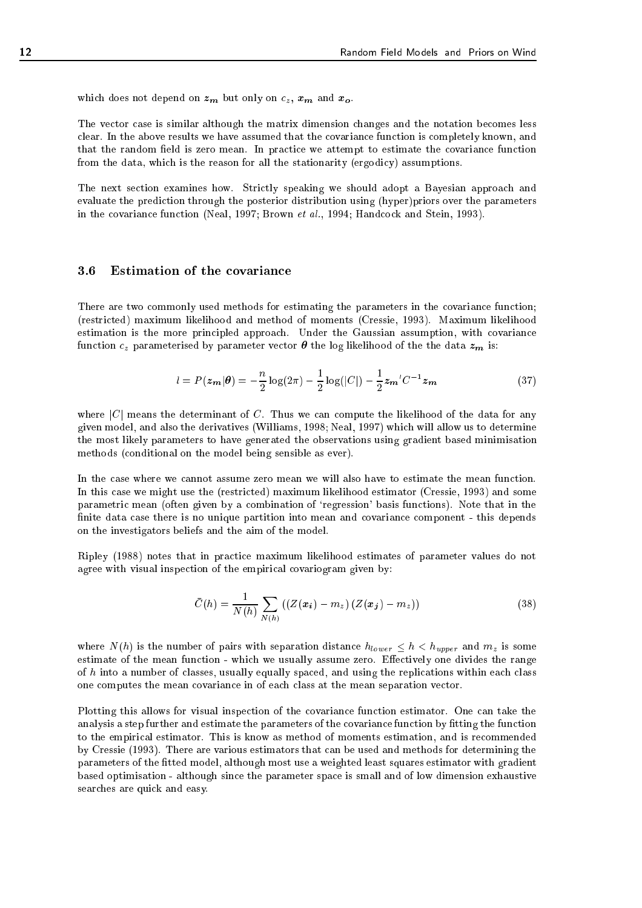which does not depend on $\boldsymbol{z_m}$ but only on $c_z$, $\boldsymbol{x_m}$ and $\boldsymbol{x_o}$.

The vector case is similar although the matrix dimension changes and the notation becomes less clear. In the above results we have assumed that the covariance function is completely known, and that the random field is zero mean. In practice we attempt to estimate the covariance function from the data, which is the reason for all the stationarity (ergodicy) assumptions.

The next section examines how. Strictly speaking we should adopt a Bayesian approach and evaluate the prediction through the posterior distribution using (hyper)priors over the parameters in the covariance function (Neal, 1997; Brown *et al.*, 1994; Handcock and Stein, 1993).

## 3.6 Estimation of the covariance

There are two commonly used methods for estimating the parameters in the covariance function; (restricted) maximum likelihood and method of moments (Cressie, 1993). Maximum likelihood estimation is the more principled approach. Under the Gaussian assumption, with covariance function $c_z$ parameterised by parameter vector $\boldsymbol{\theta}$ the log likelihood of the the data $\boldsymbol{z_m}$ is:

$$l = P(\boldsymbol{z_m}|\boldsymbol{\theta}) = -\frac{n}{2}\log(2\pi) - \frac{1}{2}\log(|C|) - \frac{1}{2}\boldsymbol{z_m}'C^{-1}\boldsymbol{z_m} \tag{37}$$

where $|C|$ means the determinant of $C$. Thus we can compute the likelihood of the data for any given model, and also the derivatives (Williams, 1998; Neal, 1997) which will allow us to determine the most likely parameters to have generated the observations using gradient based minimisation methods (conditional on the model being sensible as ever).

In the case where we cannot assume zero mean we will also have to estimate the mean function. In this case we might use the (restricted) maximum likelihood estimator (Cressie, 1993) and some parametric mean (often given by a combination of 'regression' basis functions). Note that in the finite data case there is no unique partition into mean and covariance component - this depends on the investigators beliefs and the aim of the model.

Ripley (1988) notes that in practice maximum likelihood estimates of parameter values do not agree with visual inspection of the empirical covariogram given by:

$$\bar{C}(h) = \frac{1}{N(h)} \sum_{N(h)} \left( (Z(\boldsymbol{x_i}) - m_z)\,(Z(\boldsymbol{x_j}) - m_z) \right) \tag{38}$$

where $N(h)$ is the number of pairs with separation distance $h_{lower} \leq h < h_{upper}$ and $m_z$ is some estimate of the mean function - which we usually assume zero. Effectively one divides the range of $h$ into a number of classes, usually equally spaced, and using the replications within each class one computes the mean covariance in of each class at the mean separation vector.

Plotting this allows for visual inspection of the covariance function estimator. One can take the analysis a step further and estimate the parameters of the covariance function by fitting the function to the empirical estimator. This is know as method of moments estimation, and is recommended by Cressie (1993). There are various estimators that can be used and methods for determining the parameters of the fitted model, although most use a weighted least squares estimator with gradient based optimisation - although since the parameter space is small and of low dimension exhaustive searches are quick and easy.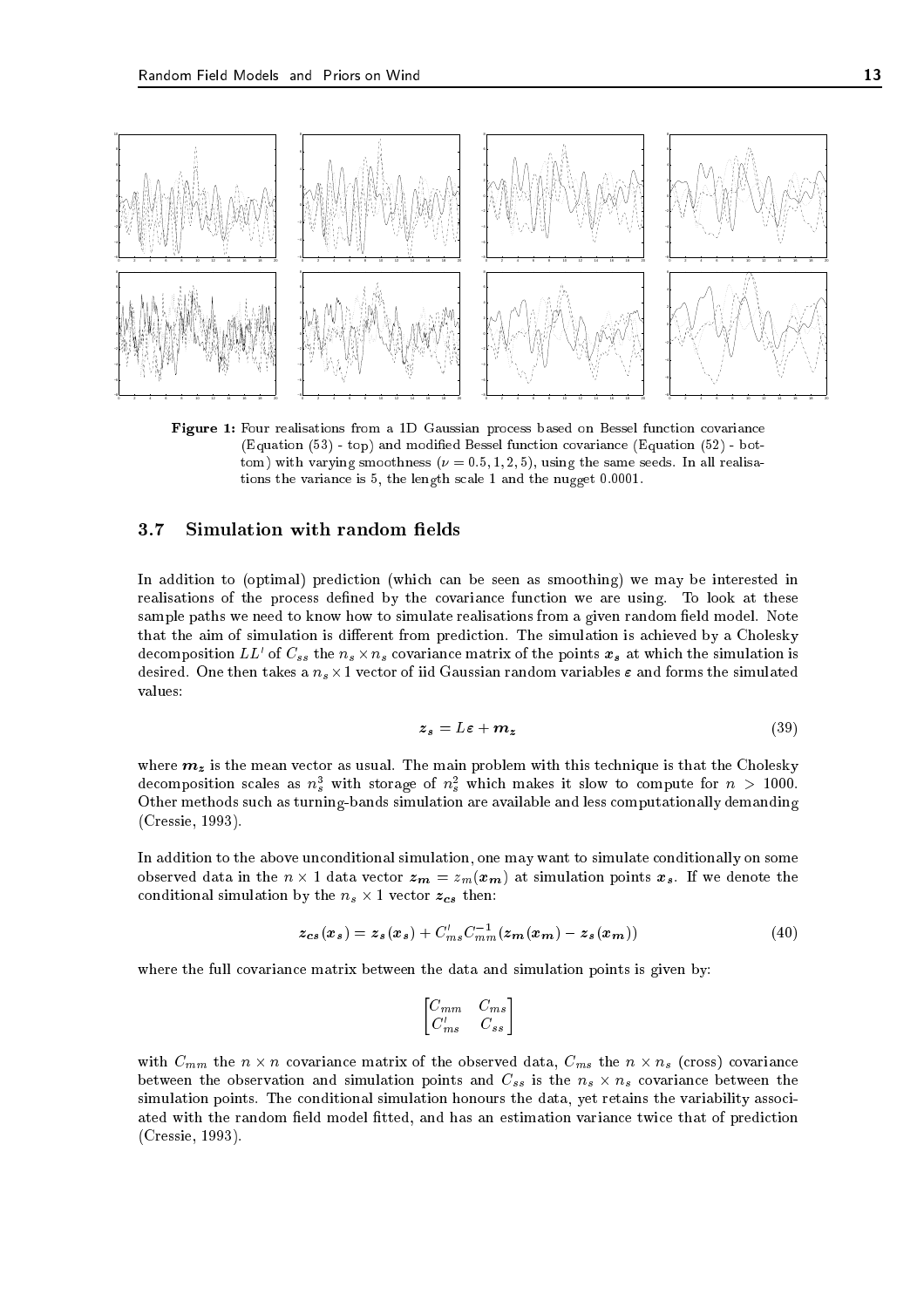Figure 1: Four realisations from a 1D Gaussian process based on Bessel function covariance (Equation (53) - top) and modified Bessel function covariance (Equation (52) - bottom) with varying smoothness ($\nu = 0.5, 1, 2, 5$), using the same seeds. In all realisations the variance is 5, the length scale 1 and the nugget 0.0001.

### 3.7 Simulation with random fields

In addition to (optimal) prediction (which can be seen as smoothing) we may be interested in realisations of the process defined by the covariance function we are using. To look at these sample paths we need to know how to simulate realisations from a given random field model. Note that the aim of simulation is different from prediction. The simulation is achieved by a Cholesky decomposition $LL'$ of $C_{ss}$ the $n_s \times n_s$ covariance matrix of the points $\boldsymbol{x_s}$ at which the simulation is desired. One then takes a $n_s \times 1$ vector of iid Gaussian random variables $\boldsymbol{\varepsilon}$ and forms the simulated values:

$$\boldsymbol{z_s} = L\boldsymbol{\varepsilon} + \boldsymbol{m_z} \tag{39}$$

where $\boldsymbol{m_z}$ is the mean vector as usual. The main problem with this technique is that the Cholesky decomposition scales as $n_s^3$ with storage of $n_s^2$ which makes it slow to compute for $n > 1000$. Other methods such as turning-bands simulation are available and less computationally demanding (Cressie, 1993).

In addition to the above unconditional simulation, one may want to simulate conditionally on some observed data in the $n \times 1$ data vector $\boldsymbol{z_m} = z_m(\boldsymbol{x_m})$ at simulation points $\boldsymbol{x_s}$. If we denote the conditional simulation by the $n_s \times 1$ vector $\boldsymbol{z_{cs}}$ then:

$$\boldsymbol{z_{cs}}(\boldsymbol{x_s}) = \boldsymbol{z_s}(\boldsymbol{x_s}) + C'_{ms} C_{mm}^{-1} (\boldsymbol{z_m}(\boldsymbol{x_m}) - \boldsymbol{z_s}(\boldsymbol{x_m})) \tag{40}$$

where the full covariance matrix between the data and simulation points is given by:

$$\begin{bmatrix} C_{mm} & C_{ms} \\ C'_{ms} & C_{ss} \end{bmatrix}$$

with $C_{mm}$ the $n \times n$ covariance matrix of the observed data, $C_{ms}$ the $n \times n_s$ (cross) covariance between the observation and simulation points and $C_{ss}$ is the $n_s \times n_s$ covariance between the simulation points. The conditional simulation honours the data, yet retains the variability associated with the random field model fitted, and has an estimation variance twice that of prediction (Cressie, 1993).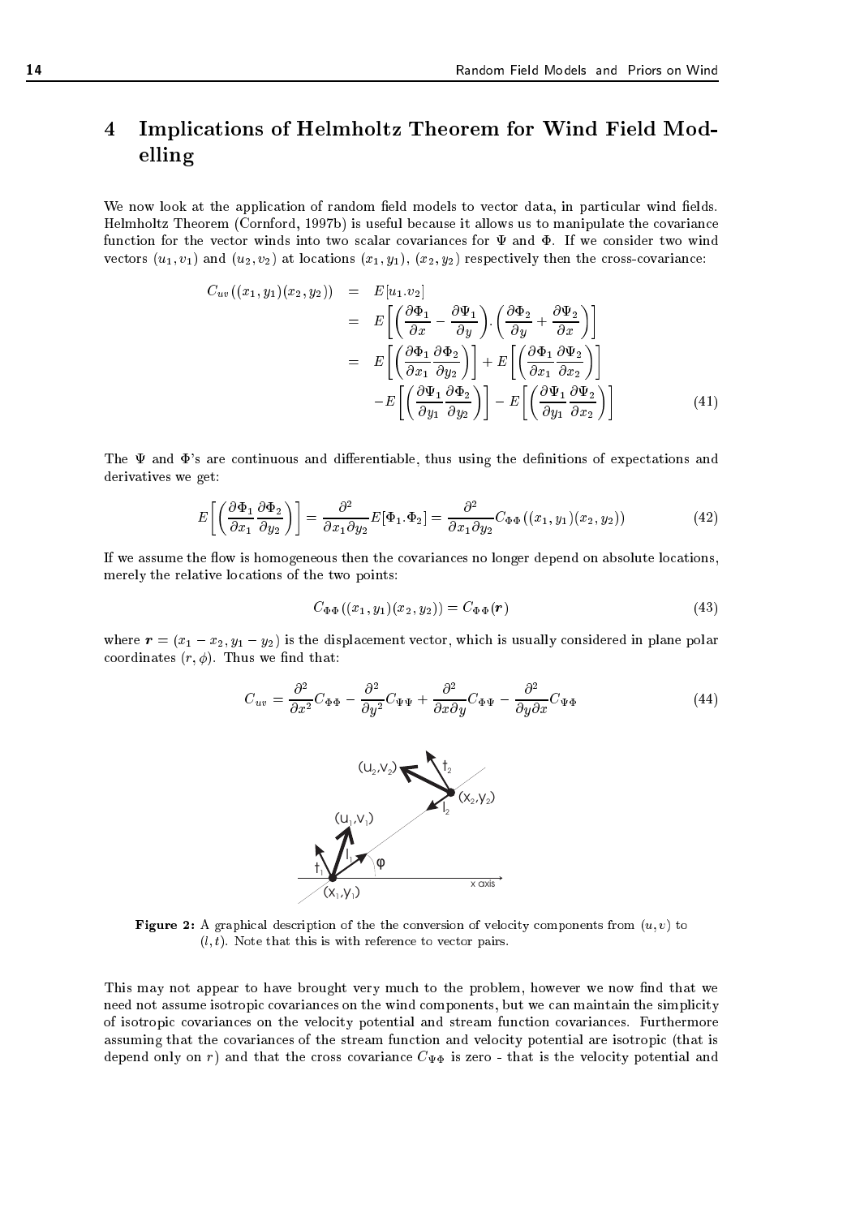# 4 Implications of Helmholtz Theorem for Wind Field Modelling

We now look at the application of random field models to vector data, in particular wind fields. Helmholtz Theorem (Cornford, 1997b) is useful because it allows us to manipulate the covariance function for the vector winds into two scalar covariances for $\Psi$ and $\Phi$. If we consider two wind vectors $(u_1, v_1)$ and $(u_2, v_2)$ at locations $(x_1, y_1)$, $(x_2, y_2)$ respectively then the cross-covariance:

$$
\begin{aligned}
C_{uv}((x_1, y_1)(x_2, y_2)) &= E[u_1.v_2] \\
&= E\left[\left(\frac{\partial \Phi_1}{\partial x} - \frac{\partial \Psi_1}{\partial y}\right).\left(\frac{\partial \Phi_2}{\partial y} + \frac{\partial \Psi_2}{\partial x}\right)\right] \\
&= E\left[\left(\frac{\partial \Phi_1}{\partial x_1}\frac{\partial \Phi_2}{\partial y_2}\right)\right] + E\left[\left(\frac{\partial \Phi_1}{\partial x_1}\frac{\partial \Psi_2}{\partial x_2}\right)\right] \\
&\quad - E\left[\left(\frac{\partial \Psi_1}{\partial y_1}\frac{\partial \Phi_2}{\partial y_2}\right)\right] - E\left[\left(\frac{\partial \Psi_1}{\partial y_1}\frac{\partial \Psi_2}{\partial x_2}\right)\right]
\end{aligned}
\tag{41}
$$

The $\Psi$ and $\Phi$'s are continuous and differentiable, thus using the definitions of expectations and derivatives we get:

$$
E\left[\left(\frac{\partial \Phi_1}{\partial x_1}\frac{\partial \Phi_2}{\partial y_2}\right)\right] = \frac{\partial^2}{\partial x_1 \partial y_2} E[\Phi_1.\Phi_2] = \frac{\partial^2}{\partial x_1 \partial y_2} C_{\Phi\Phi}((x_1, y_1)(x_2, y_2))
\tag{42}
$$

If we assume the flow is homogeneous then the covariances no longer depend on absolute locations, merely the relative locations of the two points:

$$
C_{\Phi\Phi}((x_1, y_1)(x_2, y_2)) = C_{\Phi\Phi}(\boldsymbol{r})
\tag{43}
$$

where $\boldsymbol{r} = (x_1 - x_2, y_1 - y_2)$ is the displacement vector, which is usually considered in plane polar coordinates $(r, \phi)$. Thus we find that:

$$
C_{uv} = \frac{\partial^2}{\partial x^2} C_{\Phi\Phi} - \frac{\partial^2}{\partial y^2} C_{\Psi\Psi} + \frac{\partial^2}{\partial x \partial y} C_{\Phi\Psi} - \frac{\partial^2}{\partial y \partial x} C_{\Psi\Phi}
\tag{44}
$$

**Figure 2:** A graphical description of the the conversion of velocity components from $(u, v)$ to $(l, t)$. Note that this is with reference to vector pairs.

This may not appear to have brought very much to the problem, however we now find that we need not assume isotropic covariances on the wind components, but we can maintain the simplicity of isotropic covariances on the velocity potential and stream function covariances. Furthermore assuming that the covariances of the stream function and velocity potential are isotropic (that is depend only on $r$) and that the cross covariance $C_{\Psi\Phi}$ is zero - that is the velocity potential and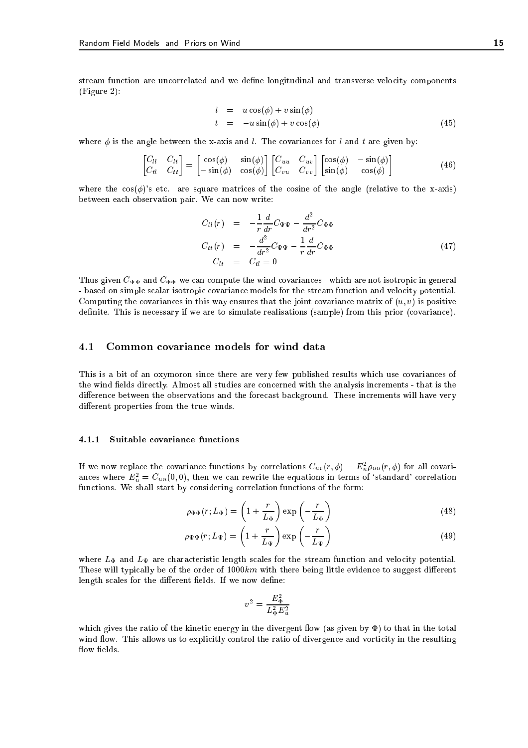stream function are uncorrelated and we define longitudinal and transverse velocity components (Figure 2):

$$
\begin{aligned}
l &= u\cos(\phi) + v\sin(\phi) \\
t &= -u\sin(\phi) + v\cos(\phi)
\end{aligned}
\tag{45}
$$

where $\phi$ is the angle between the x-axis and $l$. The covariances for $l$ and $t$ are given by:

$$
\begin{bmatrix} C_{ll} & C_{lt} \\ C_{tl} & C_{tt} \end{bmatrix} = \begin{bmatrix} \cos(\phi) & \sin(\phi) \\ -\sin(\phi) & \cos(\phi) \end{bmatrix} \begin{bmatrix} C_{uu} & C_{uv} \\ C_{vu} & C_{vv} \end{bmatrix} \begin{bmatrix} \cos(\phi) & -\sin(\phi) \\ \sin(\phi) & \cos(\phi) \end{bmatrix}
\tag{46}
$$

where the $\cos(\phi)$'s etc. are square matrices of the cosine of the angle (relative to the x-axis) between each observation pair. We can now write:

$$
\begin{aligned}
C_{ll}(r) &= -\frac{1}{r}\frac{d}{dr}C_{\Psi\Psi} - \frac{d^2}{dr^2}C_{\Phi\Phi} \\
C_{tt}(r) &= -\frac{d^2}{dr^2}C_{\Psi\Psi} - \frac{1}{r}\frac{d}{dr}C_{\Phi\Phi} \\
C_{lt} &= C_{tl} = 0
\end{aligned}
\tag{47}
$$

Thus given $C_{\Psi\Psi}$ and $C_{\Phi\Phi}$ we can compute the wind covariances - which are not isotropic in general - based on simple scalar isotropic covariance models for the stream function and velocity potential. Computing the covariances in this way ensures that the joint covariance matrix of $(u, v)$ is positive definite. This is necessary if we are to simulate realisations (sample) from this prior (covariance).

## 4.1 Common covariance models for wind data

This is a bit of an oxymoron since there are very few published results which use covariances of the wind fields directly. Almost all studies are concerned with the analysis increments - that is the difference between the observations and the forecast background. These increments will have very different properties from the true winds.

### 4.1.1 Suitable covariance functions

If we now replace the covariance functions by correlations $C_{uv}(r, \phi) = E_u^2 \rho_{uu}(r, \phi)$ for all covariances where $E_u^2 = C_{uu}(0, 0)$, then we can rewrite the equations in terms of 'standard' correlation functions. We shall start by considering correlation functions of the form:

$$
\rho_{\Phi\Phi}(r; L_\Phi) = \left(1 + \frac{r}{L_\Phi}\right)\exp\left(-\frac{r}{L_\Phi}\right)
\tag{48}
$$

$$
\rho_{\Psi\Psi}(r; L_\Psi) = \left(1 + \frac{r}{L_\Psi}\right)\exp\left(-\frac{r}{L_\Psi}\right)
\tag{49}
$$

where $L_\Phi$ and $L_\Psi$ are characteristic length scales for the stream function and velocity potential. These will typically be of the order of $1000km$ with there being little evidence to suggest different length scales for the different fields. If we now define:

$$
v^2 = \frac{E_\Phi^2}{L_\Phi^2 E_u^2}
$$

which gives the ratio of the kinetic energy in the divergent flow (as given by $\Phi$) to that in the total wind flow. This allows us to explicitly control the ratio of divergence and vorticity in the resulting flow fields.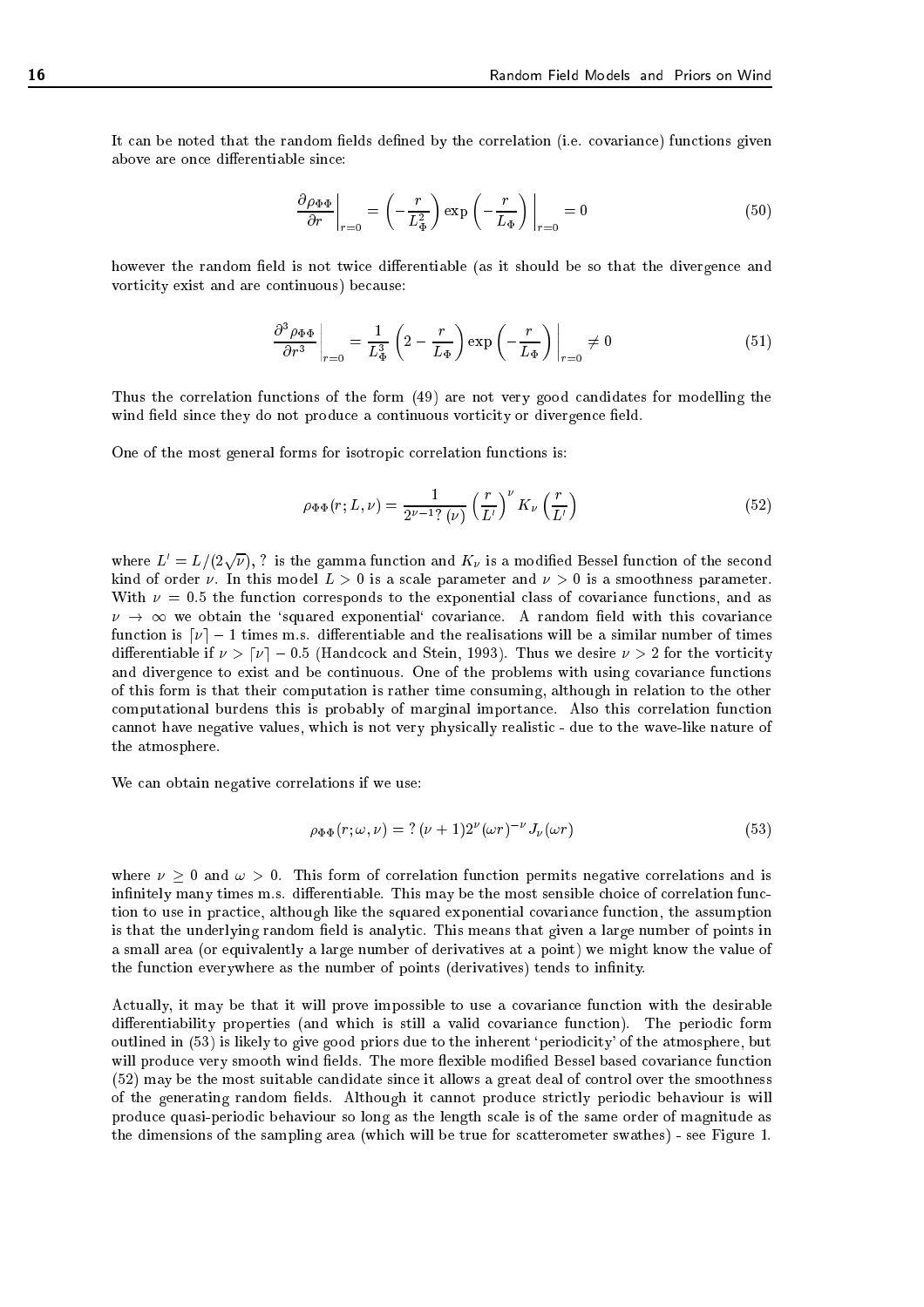It can be noted that the random fields defined by the correlation (i.e. covariance) functions given above are once differentiable since:

$$\left.\frac{\partial \rho_{\Phi\Phi}}{\partial r}\right|_{r=0} = \left(-\frac{r}{L_\Phi^2}\right) \exp\left(-\frac{r}{L_\Phi}\right)\Big|_{r=0} = 0 \tag{50}$$

however the random field is not twice differentiable (as it should be so that the divergence and vorticity exist and are continuous) because:

$$\left.\frac{\partial^3 \rho_{\Phi\Phi}}{\partial r^3}\right|_{r=0} = \frac{1}{L_\Phi^3}\left(2 - \frac{r}{L_\Phi}\right) \exp\left(-\frac{r}{L_\Phi}\right)\Big|_{r=0} \neq 0 \tag{51}$$

Thus the correlation functions of the form (49) are not very good candidates for modelling the wind field since they do not produce a continuous vorticity or divergence field.

One of the most general forms for isotropic correlation functions is:

$$\rho_{\Phi\Phi}(r; L, \nu) = \frac{1}{2^{\nu-1}?\,(\nu)}\left(\frac{r}{L'}\right)^{\nu} K_\nu\left(\frac{r}{L'}\right) \tag{52}$$

where $L' = L/(2\sqrt{\nu})$, ? is the gamma function and $K_\nu$ is a modified Bessel function of the second kind of order $\nu$. In this model $L > 0$ is a scale parameter and $\nu > 0$ is a smoothness parameter. With $\nu = 0.5$ the function corresponds to the exponential class of covariance functions, and as $\nu \to \infty$ we obtain the 'squared exponential' covariance. A random field with this covariance function is $\lceil \nu \rceil - 1$ times m.s. differentiable and the realisations will be a similar number of times differentiable if $\nu > \lceil \nu \rceil - 0.5$ (Handcock and Stein, 1993). Thus we desire $\nu > 2$ for the vorticity and divergence to exist and be continuous. One of the problems with using covariance functions of this form is that their computation is rather time consuming, although in relation to the other computational burdens this is probably of marginal importance. Also this correlation function cannot have negative values, which is not very physically realistic - due to the wave-like nature of the atmosphere.

We can obtain negative correlations if we use:

$$\rho_{\Phi\Phi}(r; \omega, \nu) = ?\,(\nu + 1)2^{\nu}(\omega r)^{-\nu} J_\nu(\omega r) \tag{53}$$

where $\nu \geq 0$ and $\omega > 0$. This form of correlation function permits negative correlations and is infinitely many times m.s. differentiable. This may be the most sensible choice of correlation function to use in practice, although like the squared exponential covariance function, the assumption is that the underlying random field is analytic. This means that given a large number of points in a small area (or equivalently a large number of derivatives at a point) we might know the value of the function everywhere as the number of points (derivatives) tends to infinity.

Actually, it may be that it will prove impossible to use a covariance function with the desirable differentiability properties (and which is still a valid covariance function). The periodic form outlined in (53) is likely to give good priors due to the inherent 'periodicity' of the atmosphere, but will produce very smooth wind fields. The more flexible modified Bessel based covariance function (52) may be the most suitable candidate since it allows a great deal of control over the smoothness of the generating random fields. Although it cannot produce strictly periodic behaviour is will produce quasi-periodic behaviour so long as the length scale is of the same order of magnitude as the dimensions of the sampling area (which will be true for scatterometer swathes) - see Figure 1.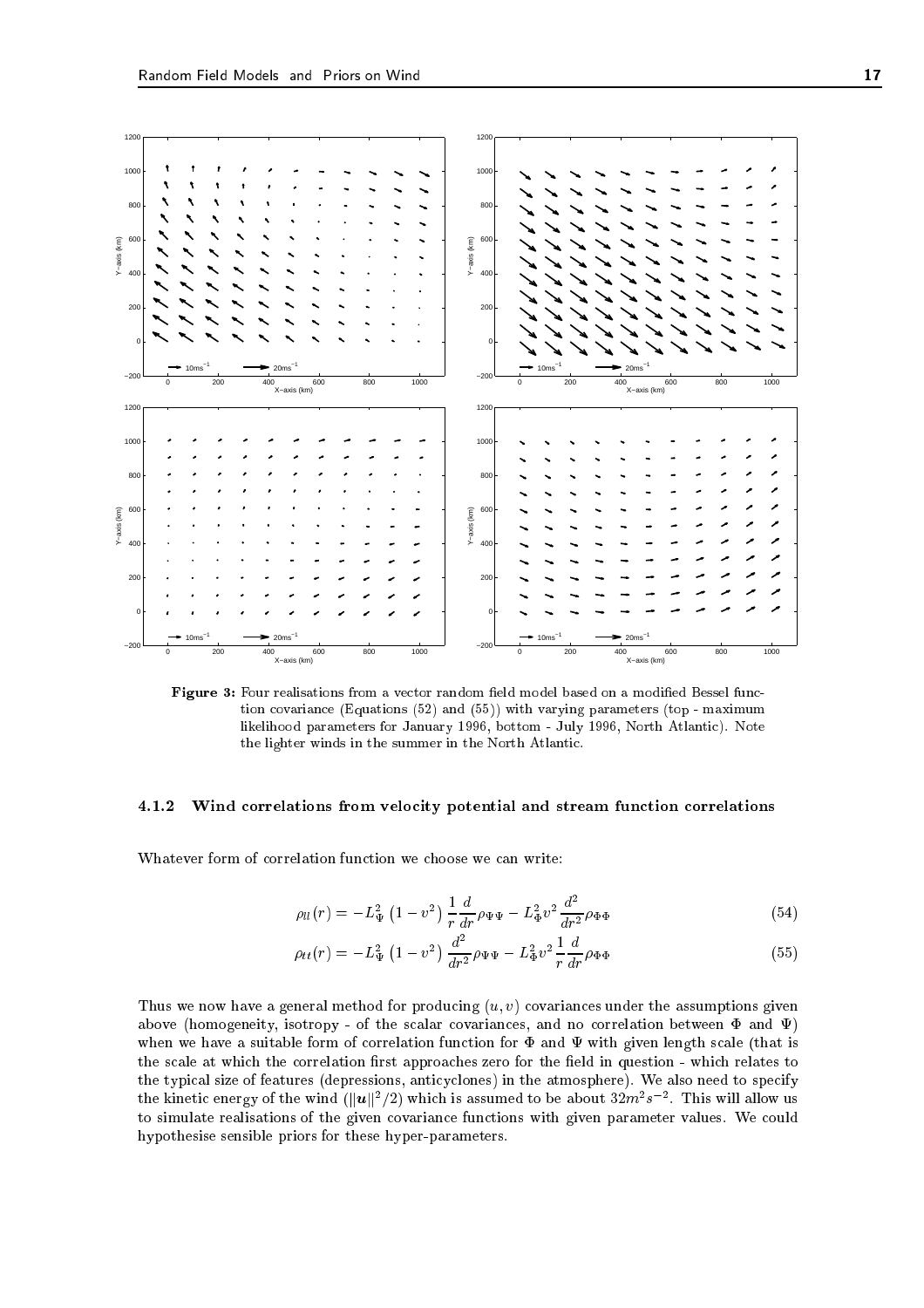**Figure 3:** Four realisations from a vector random field model based on a modified Bessel function covariance (Equations (52) and (55)) with varying parameters (top - maximum likelihood parameters for January 1996, bottom - July 1996, North Atlantic). Note the lighter winds in the summer in the North Atlantic.

### 4.1.2 Wind correlations from velocity potential and stream function correlations

Whatever form of correlation function we choose we can write:

$$\rho_{ll}(r) = -L_{\Psi}^2 \left(1 - v^2\right) \frac{1}{r} \frac{d}{dr} \rho_{\Psi\Psi} - L_{\Phi}^2 v^2 \frac{d^2}{dr^2} \rho_{\Phi\Phi} \tag{54}$$

$$\rho_{tt}(r) = -L_{\Psi}^2 \left(1 - v^2\right) \frac{d^2}{dr^2} \rho_{\Psi\Psi} - L_{\Phi}^2 v^2 \frac{1}{r} \frac{d}{dr} \rho_{\Phi\Phi} \tag{55}$$

Thus we now have a general method for producing $(u, v)$ covariances under the assumptions given above (homogeneity, isotropy - of the scalar covariances, and no correlation between $\Phi$ and $\Psi$) when we have a suitable form of correlation function for $\Phi$ and $\Psi$ with given length scale (that is the scale at which the correlation first approaches zero for the field in question - which relates to the typical size of features (depressions, anticyclones) in the atmosphere). We also need to specify the kinetic energy of the wind ($||\boldsymbol{u}||^2/2$) which is assumed to be about $32m^2s^{-2}$. This will allow us to simulate realisations of the given covariance functions with given parameter values. We could hypothesise sensible priors for these hyper-parameters.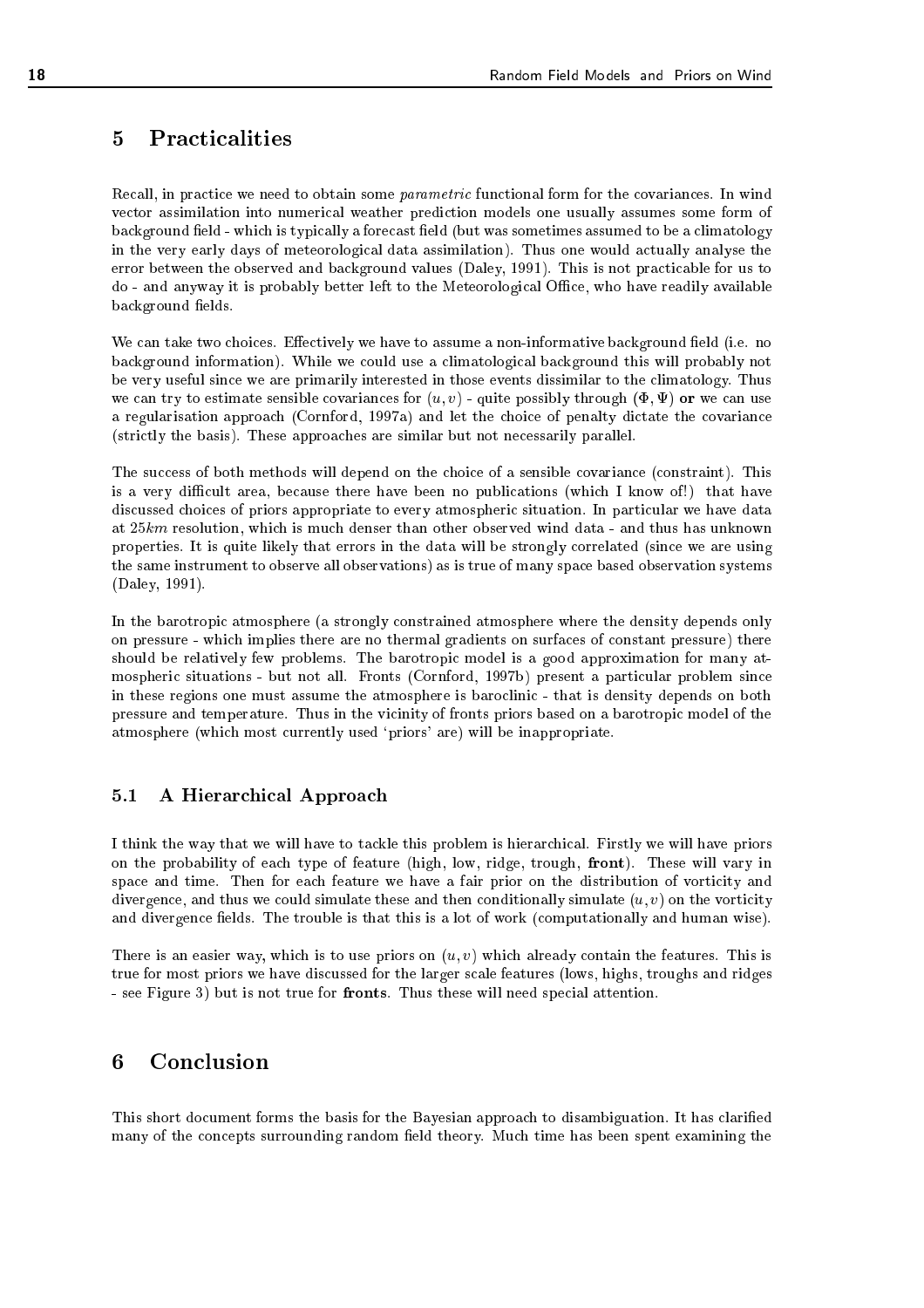# 5 Practicalities

Recall, in practice we need to obtain some *parametric* functional form for the covariances. In wind vector assimilation into numerical weather prediction models one usually assumes some form of background field - which is typically a forecast field (but was sometimes assumed to be a climatology in the very early days of meteorological data assimilation). Thus one would actually analyse the error between the observed and background values (Daley, 1991). This is not practicable for us to do - and anyway it is probably better left to the Meteorological Office, who have readily available background fields.

We can take two choices. Effectively we have to assume a non-informative background field (i.e. no background information). While we could use a climatological background this will probably not be very useful since we are primarily interested in those events dissimilar to the climatology. Thus we can try to estimate sensible covariances for $(u, v)$ - quite possibly through $(\Phi, \Psi)$ **or** we can use a regularisation approach (Cornford, 1997a) and let the choice of penalty dictate the covariance (strictly the basis). These approaches are similar but not necessarily parallel.

The success of both methods will depend on the choice of a sensible covariance (constraint). This is a very difficult area, because there have been no publications (which I know of!) that have discussed choices of priors appropriate to every atmospheric situation. In particular we have data at $25km$ resolution, which is much denser than other observed wind data - and thus has unknown properties. It is quite likely that errors in the data will be strongly correlated (since we are using the same instrument to observe all observations) as is true of many space based observation systems (Daley, 1991).

In the barotropic atmosphere (a strongly constrained atmosphere where the density depends only on pressure - which implies there are no thermal gradients on surfaces of constant pressure) there should be relatively few problems. The barotropic model is a good approximation for many atmospheric situations - but not all. Fronts (Cornford, 1997b) present a particular problem since in these regions one must assume the atmosphere is baroclinic - that is density depends on both pressure and temperature. Thus in the vicinity of fronts priors based on a barotropic model of the atmosphere (which most currently used 'priors' are) will be inappropriate.

## 5.1 A Hierarchical Approach

I think the way that we will have to tackle this problem is hierarchical. Firstly we will have priors on the probability of each type of feature (high, low, ridge, trough, **front**). These will vary in space and time. Then for each feature we have a fair prior on the distribution of vorticity and divergence, and thus we could simulate these and then conditionally simulate $(u, v)$ on the vorticity and divergence fields. The trouble is that this is a lot of work (computationally and human wise).

There is an easier way, which is to use priors on $(u, v)$ which already contain the features. This is true for most priors we have discussed for the larger scale features (lows, highs, troughs and ridges - see Figure 3) but is not true for **fronts**. Thus these will need special attention.

# 6 Conclusion

This short document forms the basis for the Bayesian approach to disambiguation. It has clarified many of the concepts surrounding random field theory. Much time has been spent examining the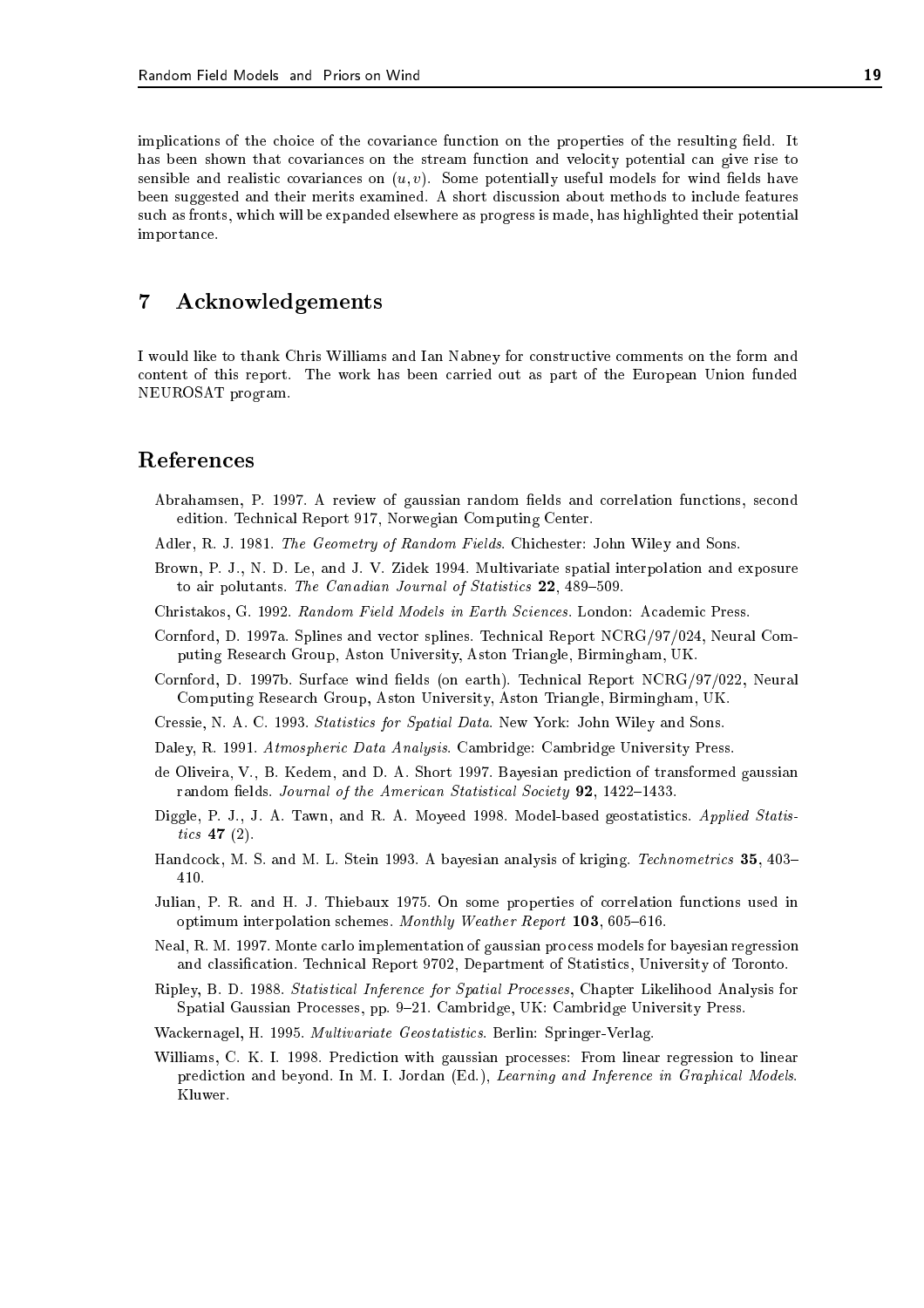implications of the choice of the covariance function on the properties of the resulting field. It has been shown that covariances on the stream function and velocity potential can give rise to sensible and realistic covariances on $(u, v)$. Some potentially useful models for wind fields have been suggested and their merits examined. A short discussion about methods to include features such as fronts, which will be expanded elsewhere as progress is made, has highlighted their potential importance.

# 7 Acknowledgements

I would like to thank Chris Williams and Ian Nabney for constructive comments on the form and content of this report. The work has been carried out as part of the European Union funded NEUROSAT program.

# References

Abrahamsen, P. 1997. A review of gaussian random fields and correlation functions, second edition. Technical Report 917, Norwegian Computing Center.

Adler, R. J. 1981. *The Geometry of Random Fields*. Chichester: John Wiley and Sons.

Brown, P. J., N. D. Le, and J. V. Zidek 1994. Multivariate spatial interpolation and exposure to air polutants. *The Canadian Journal of Statistics* **22**, 489–509.

Christakos, G. 1992. *Random Field Models in Earth Sciences*. London: Academic Press.

Cornford, D. 1997a. Splines and vector splines. Technical Report NCRG/97/024, Neural Computing Research Group, Aston University, Aston Triangle, Birmingham, UK.

Cornford, D. 1997b. Surface wind fields (on earth). Technical Report NCRG/97/022, Neural Computing Research Group, Aston University, Aston Triangle, Birmingham, UK.

Cressie, N. A. C. 1993. *Statistics for Spatial Data*. New York: John Wiley and Sons.

Daley, R. 1991. *Atmospheric Data Analysis*. Cambridge: Cambridge University Press.

de Oliveira, V., B. Kedem, and D. A. Short 1997. Bayesian prediction of transformed gaussian random fields. *Journal of the American Statistical Society* **92**, 1422–1433.

Diggle, P. J., J. A. Tawn, and R. A. Moyeed 1998. Model-based geostatistics. *Applied Statistics* **47** (2).

Handcock, M. S. and M. L. Stein 1993. A bayesian analysis of kriging. *Technometrics* **35**, 403–410.

Julian, P. R. and H. J. Thiebaux 1975. On some properties of correlation functions used in optimum interpolation schemes. *Monthly Weather Report* **103**, 605–616.

Neal, R. M. 1997. Monte carlo implementation of gaussian process models for bayesian regression and classification. Technical Report 9702, Department of Statistics, University of Toronto.

Ripley, B. D. 1988. *Statistical Inference for Spatial Processes*, Chapter Likelihood Analysis for Spatial Gaussian Processes, pp. 9–21. Cambridge, UK: Cambridge University Press.

Wackernagel, H. 1995. *Multivariate Geostatistics*. Berlin: Springer-Verlag.

Williams, C. K. I. 1998. Prediction with gaussian processes: From linear regression to linear prediction and beyond. In M. I. Jordan (Ed.), *Learning and Inference in Graphical Models*. Kluwer.